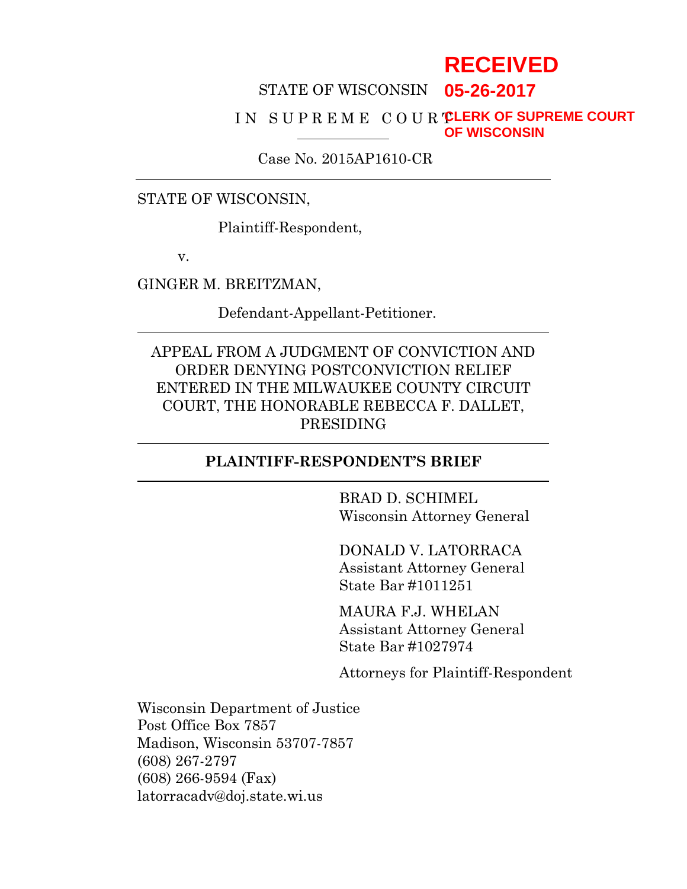RECEIVED
05-26-2017
CLERK OF SUPREME COURT
OF WISCONSIN

STATE OF WISCONSIN

IN SUPREME COURT

Case No. 2015AP1610-CR

---

STATE OF WISCONSIN,

Plaintiff-Respondent,

v.

GINGER M. BREITZMAN,

Defendant-Appellant-Petitioner.

---

APPEAL FROM A JUDGMENT OF CONVICTION AND ORDER DENYING POSTCONVICTION RELIEF ENTERED IN THE MILWAUKEE COUNTY CIRCUIT COURT, THE HONORABLE REBECCA F. DALLET, PRESIDING

---

**PLAINTIFF-RESPONDENT'S BRIEF**

---

BRAD D. SCHIMEL
Wisconsin Attorney General

DONALD V. LATORRACA
Assistant Attorney General
State Bar #1011251

MAURA F.J. WHELAN
Assistant Attorney General
State Bar #1027974

Attorneys for Plaintiff-Respondent

Wisconsin Department of Justice
Post Office Box 7857
Madison, Wisconsin 53707-7857
(608) 267-2797
(608) 266-9594 (Fax)
latorracadv@doj.state.wi.us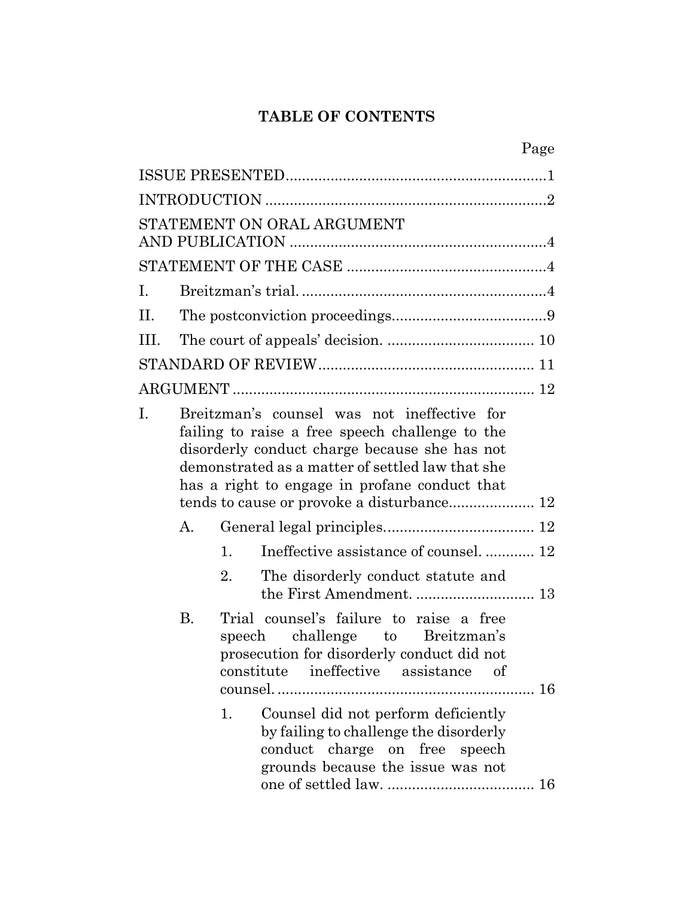# TABLE OF CONTENTS

| | | | | Page |
|---|---|---|---|---|
| ISSUE PRESENTED | | | | 1 |
| INTRODUCTION | | | | 2 |
| STATEMENT ON ORAL ARGUMENT AND PUBLICATION | | | | 4 |
| STATEMENT OF THE CASE | | | | 4 |
| I. | Breitzman's trial. | | | 4 |
| II. | The postconviction proceedings. | | | 9 |
| III. | The court of appeals' decision. | | | 10 |
| STANDARD OF REVIEW | | | | 11 |
| ARGUMENT | | | | 12 |
| I. | Breitzman's counsel was not ineffective for failing to raise a free speech challenge to the disorderly conduct charge because she has not demonstrated as a matter of settled law that she has a right to engage in profane conduct that tends to cause or provoke a disturbance. | | | 12 |
| | A. | General legal principles. | | 12 |
| | | 1. | Ineffective assistance of counsel. | 12 |
| | | 2. | The disorderly conduct statute and the First Amendment. | 13 |
| | B. | Trial counsel's failure to raise a free speech challenge to Breitzman's prosecution for disorderly conduct did not constitute ineffective assistance of counsel. | | 16 |
| | | 1. | Counsel did not perform deficiently by failing to challenge the disorderly conduct charge on free speech grounds because the issue was not one of settled law. | 16 |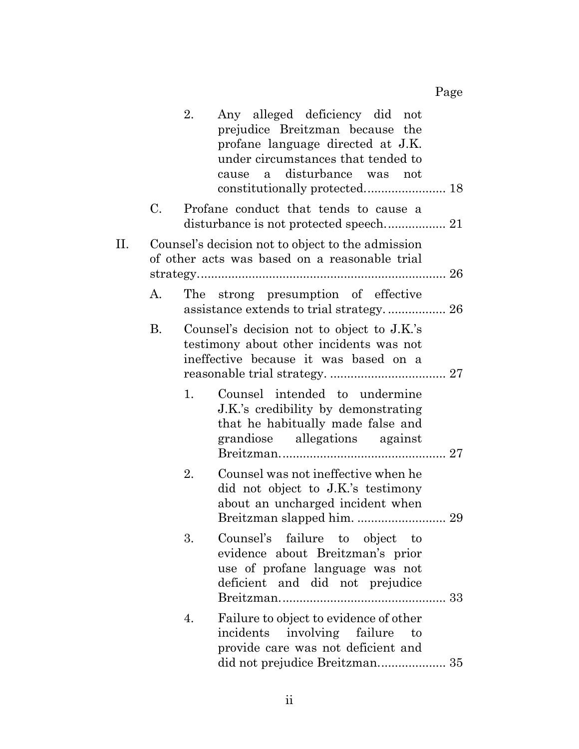Page

2. Any alleged deficiency did not prejudice Breitzman because the profane language directed at J.K. under circumstances that tended to cause a disturbance was not constitutionally protected. ....................... 18

C. Profane conduct that tends to cause a disturbance is not protected speech. ................ 21

II. Counsel's decision not to object to the admission of other acts was based on a reasonable trial strategy. ....................................................................... 26

A. The strong presumption of effective assistance extends to trial strategy. ................ 26

B. Counsel's decision not to object to J.K.'s testimony about other incidents was not ineffective because it was based on a reasonable trial strategy. .................................. 27

1. Counsel intended to undermine J.K.'s credibility by demonstrating that he habitually made false and grandiose allegations against Breitzman. ............................................... 27

2. Counsel was not ineffective when he did not object to J.K.'s testimony about an uncharged incident when Breitzman slapped him. ......................... 29

3. Counsel's failure to object to evidence about Breitzman's prior use of profane language was not deficient and did not prejudice Breitzman. ............................................... 33

4. Failure to object to evidence of other incidents involving failure to provide care was not deficient and did not prejudice Breitzman. .................. 35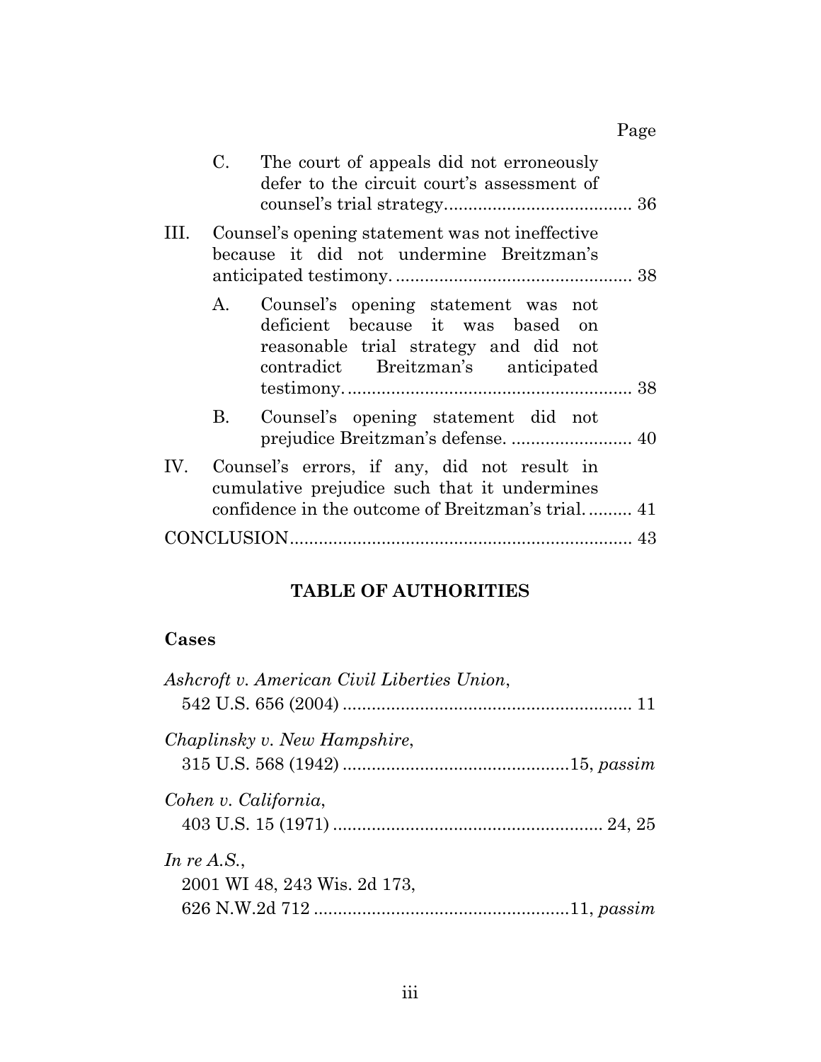Page

C. The court of appeals did not erroneously defer to the circuit court's assessment of counsel's trial strategy....................................... 36

III. Counsel's opening statement was not ineffective because it did not undermine Breitzman's anticipated testimony. ................................................ 38

A. Counsel's opening statement was not deficient because it was based on reasonable trial strategy and did not contradict Breitzman's anticipated testimony. .......................................................... 38

B. Counsel's opening statement did not prejudice Breitzman's defense. ......................... 40

IV. Counsel's errors, if any, did not result in cumulative prejudice such that it undermines confidence in the outcome of Breitzman's trial. ......... 41

CONCLUSION...................................................................... 43

## TABLE OF AUTHORITIES

### Cases

*Ashcroft v. American Civil Liberties Union*,
542 U.S. 656 (2004) ........................................................... 11

*Chaplinsky v. New Hampshire*,
315 U.S. 568 (1942) ..............................................15, *passim*

*Cohen v. California*,
403 U.S. 15 (1971) ....................................................... 24, 25

*In re A.S.*,
2001 WI 48, 243 Wis. 2d 173,
626 N.W.2d 712 ....................................................11, *passim*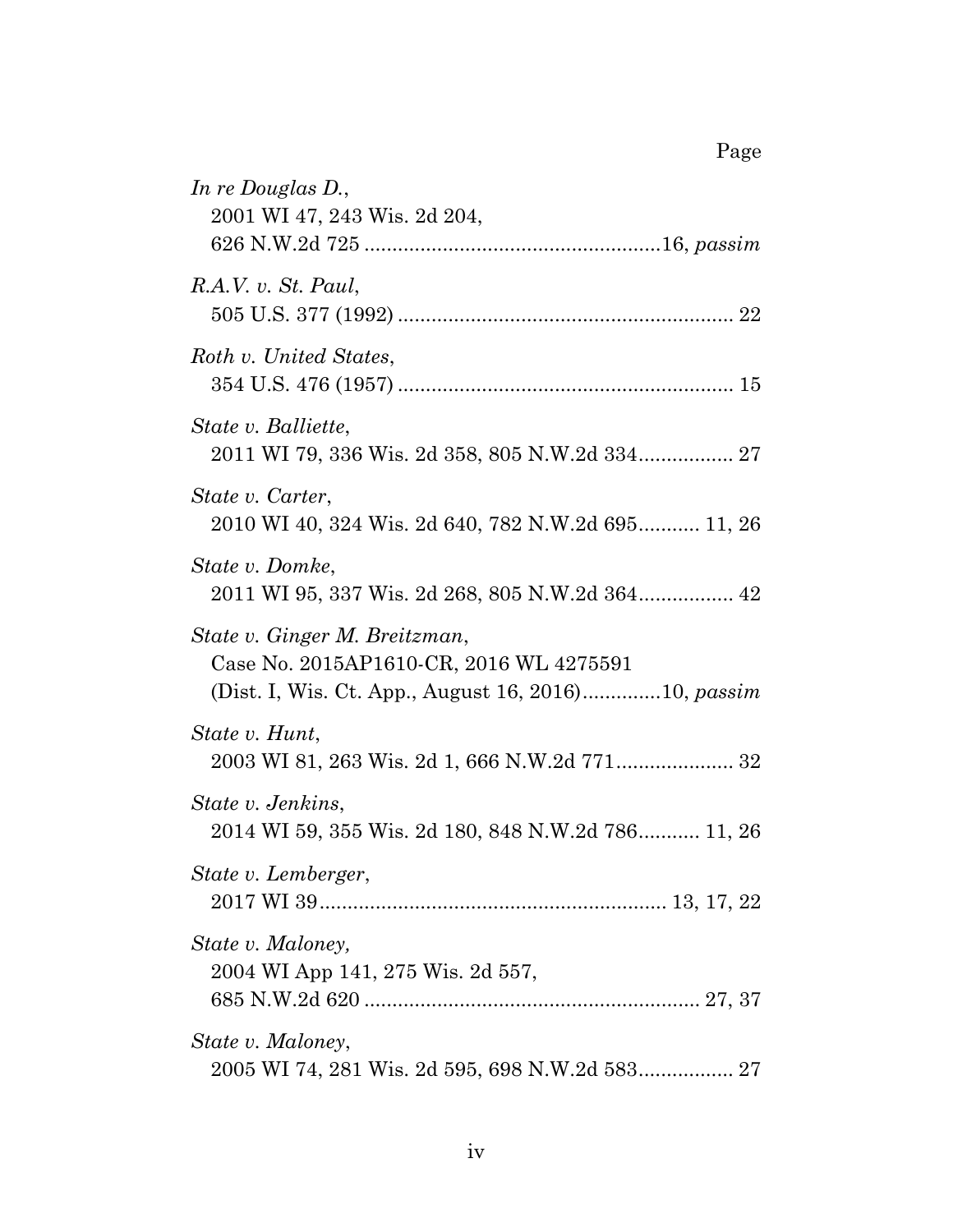Page

*In re Douglas D.*,
2001 WI 47, 243 Wis. 2d 204,
626 N.W.2d 725 ....................................................16, *passim*

*R.A.V. v. St. Paul*,
505 U.S. 377 (1992) ........................................................... 22

*Roth v. United States*,
354 U.S. 476 (1957) ........................................................... 15

*State v. Balliette*,
2011 WI 79, 336 Wis. 2d 358, 805 N.W.2d 334................. 27

*State v. Carter*,
2010 WI 40, 324 Wis. 2d 640, 782 N.W.2d 695........... 11, 26

*State v. Domke*,
2011 WI 95, 337 Wis. 2d 268, 805 N.W.2d 364................. 42

*State v. Ginger M. Breitzman*,
Case No. 2015AP1610-CR, 2016 WL 4275591
(Dist. I, Wis. Ct. App., August 16, 2016).............10, *passim*

*State v. Hunt*,
2003 WI 81, 263 Wis. 2d 1, 666 N.W.2d 771..................... 32

*State v. Jenkins*,
2014 WI 59, 355 Wis. 2d 180, 848 N.W.2d 786........... 11, 26

*State v. Lemberger*,
2017 WI 39............................................................. 13, 17, 22

*State v. Maloney,*
2004 WI App 141, 275 Wis. 2d 557,
685 N.W.2d 620 ........................................................... 27, 37

*State v. Maloney*,
2005 WI 74, 281 Wis. 2d 595, 698 N.W.2d 583................. 27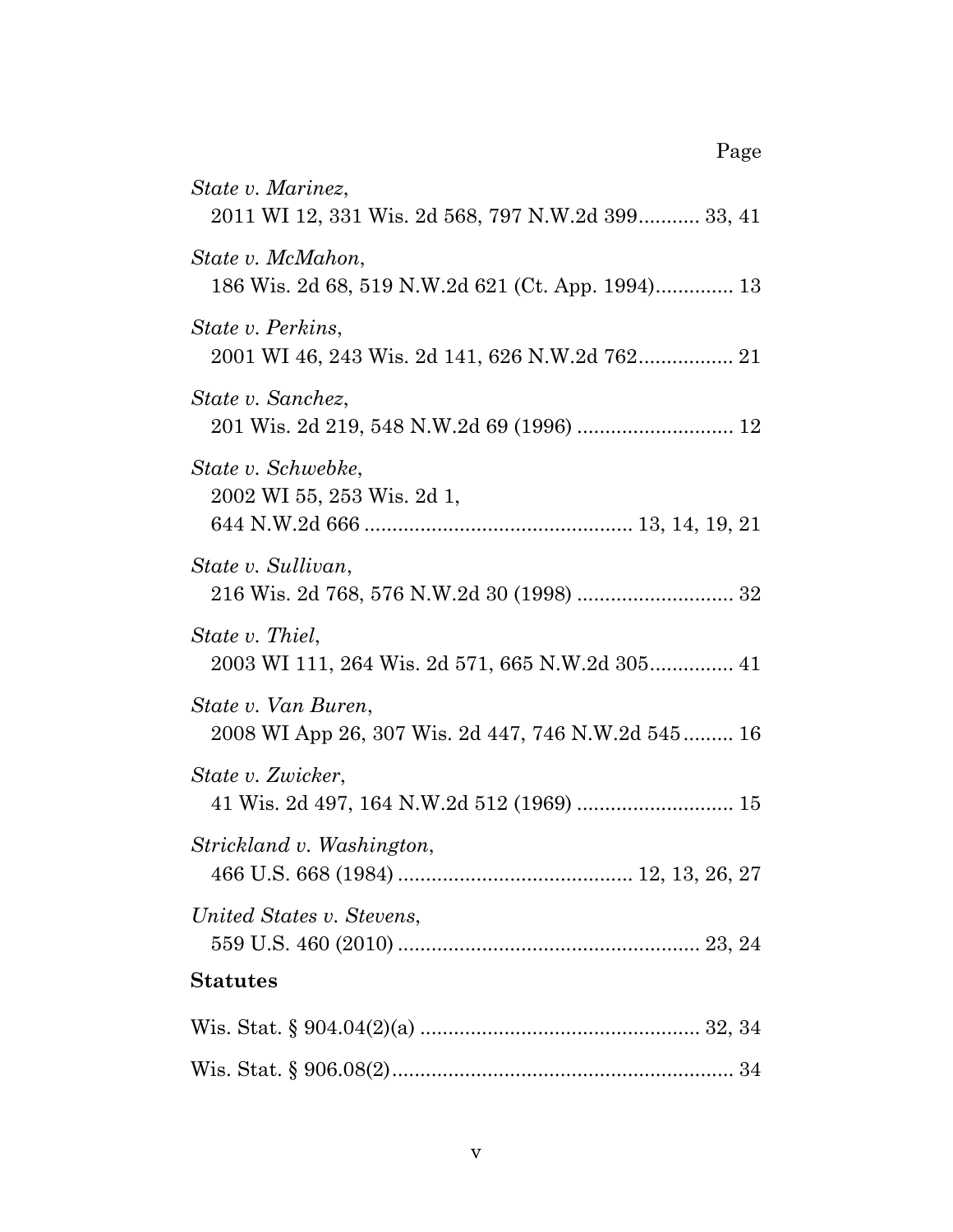Page

*State v. Marinez*,
2011 WI 12, 331 Wis. 2d 568, 797 N.W.2d 399........... 33, 41

*State v. McMahon*,
186 Wis. 2d 68, 519 N.W.2d 621 (Ct. App. 1994).............. 13

*State v. Perkins*,
2001 WI 46, 243 Wis. 2d 141, 626 N.W.2d 762................. 21

*State v. Sanchez*,
201 Wis. 2d 219, 548 N.W.2d 69 (1996) ............................ 12

*State v. Schwebke*,
2002 WI 55, 253 Wis. 2d 1,
644 N.W.2d 666 ................................................ 13, 14, 19, 21

*State v. Sullivan*,
216 Wis. 2d 768, 576 N.W.2d 30 (1998) ............................ 32

*State v. Thiel*,
2003 WI 111, 264 Wis. 2d 571, 665 N.W.2d 305............... 41

*State v. Van Buren*,
2008 WI App 26, 307 Wis. 2d 447, 746 N.W.2d 545......... 16

*State v. Zwicker*,
41 Wis. 2d 497, 164 N.W.2d 512 (1969) ............................ 15

*Strickland v. Washington*,
466 U.S. 668 (1984) .......................................... 12, 13, 26, 27

*United States v. Stevens*,
559 U.S. 460 (2010) ...................................................... 23, 24

**Statutes**

Wis. Stat. § 904.04(2)(a) .................................................. 32, 34

Wis. Stat. § 906.08(2)............................................................. 34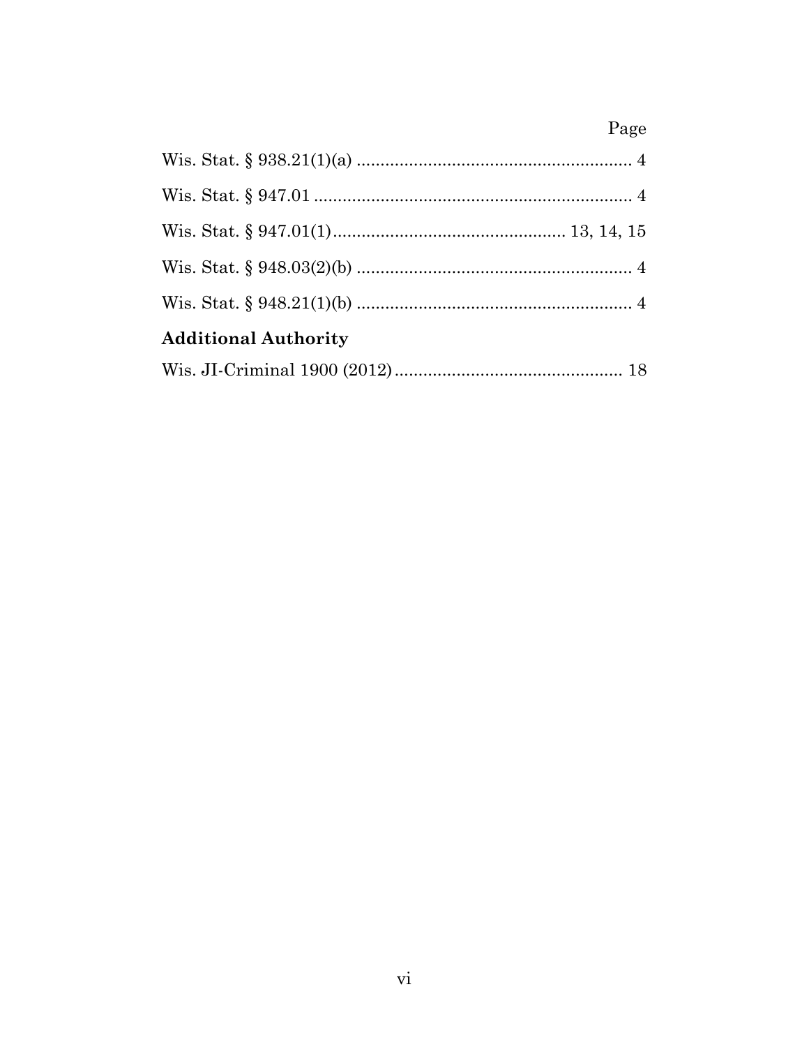Page

Wis. Stat. § 938.21(1)(a) .......................................................... 4

Wis. Stat. § 947.01 ................................................................... 4

Wis. Stat. § 947.01(1)................................................. 13, 14, 15

Wis. Stat. § 948.03(2)(b) .......................................................... 4

Wis. Stat. § 948.21(1)(b) .......................................................... 4

**Additional Authority**

Wis. JI-Criminal 1900 (2012) ................................................ 18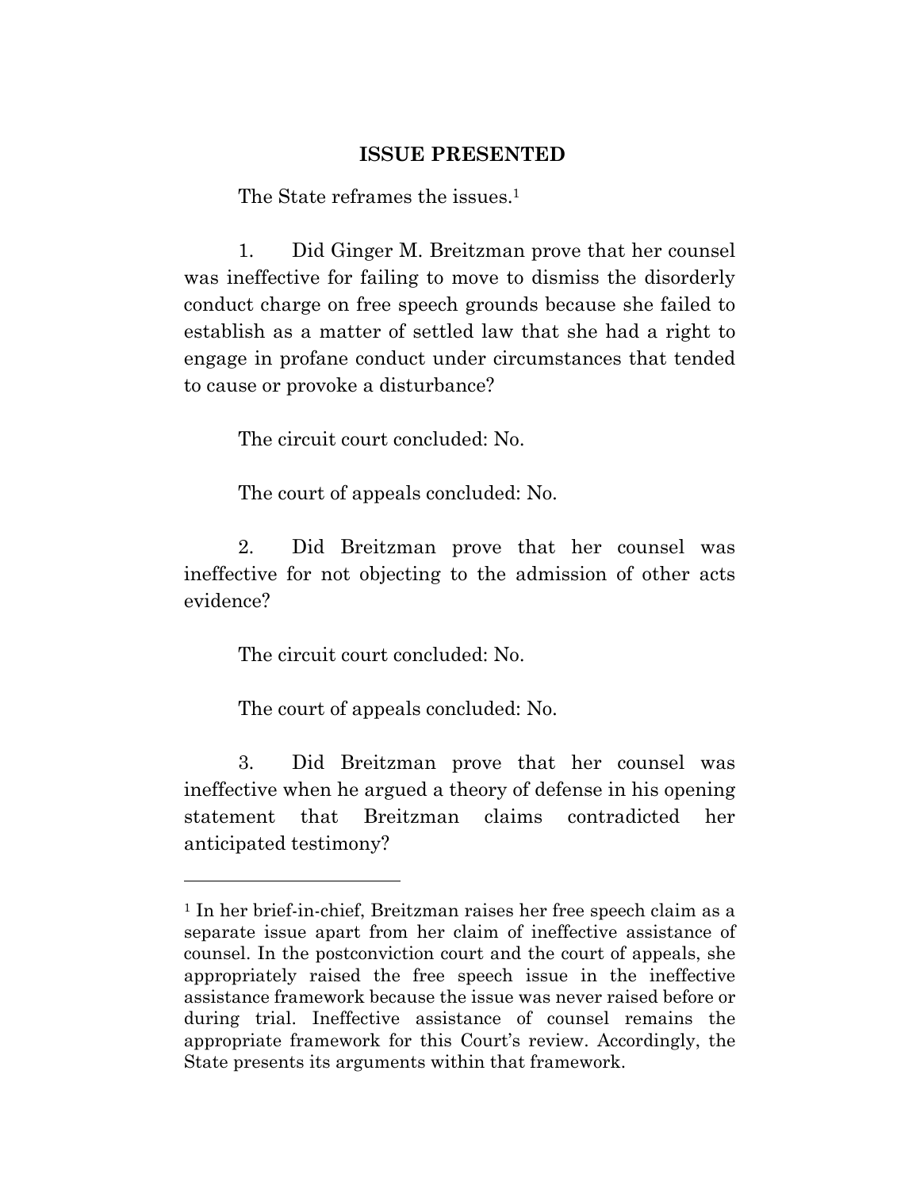## ISSUE PRESENTED

The State reframes the issues.[1]

1. Did Ginger M. Breitzman prove that her counsel was ineffective for failing to move to dismiss the disorderly conduct charge on free speech grounds because she failed to establish as a matter of settled law that she had a right to engage in profane conduct under circumstances that tended to cause or provoke a disturbance?

The circuit court concluded: No.

The court of appeals concluded: No.

2. Did Breitzman prove that her counsel was ineffective for not objecting to the admission of other acts evidence?

The circuit court concluded: No.

The court of appeals concluded: No.

3. Did Breitzman prove that her counsel was ineffective when he argued a theory of defense in his opening statement that Breitzman claims contradicted her anticipated testimony?

---

[1] In her brief-in-chief, Breitzman raises her free speech claim as a separate issue apart from her claim of ineffective assistance of counsel. In the postconviction court and the court of appeals, she appropriately raised the free speech issue in the ineffective assistance framework because the issue was never raised before or during trial. Ineffective assistance of counsel remains the appropriate framework for this Court's review. Accordingly, the State presents its arguments within that framework.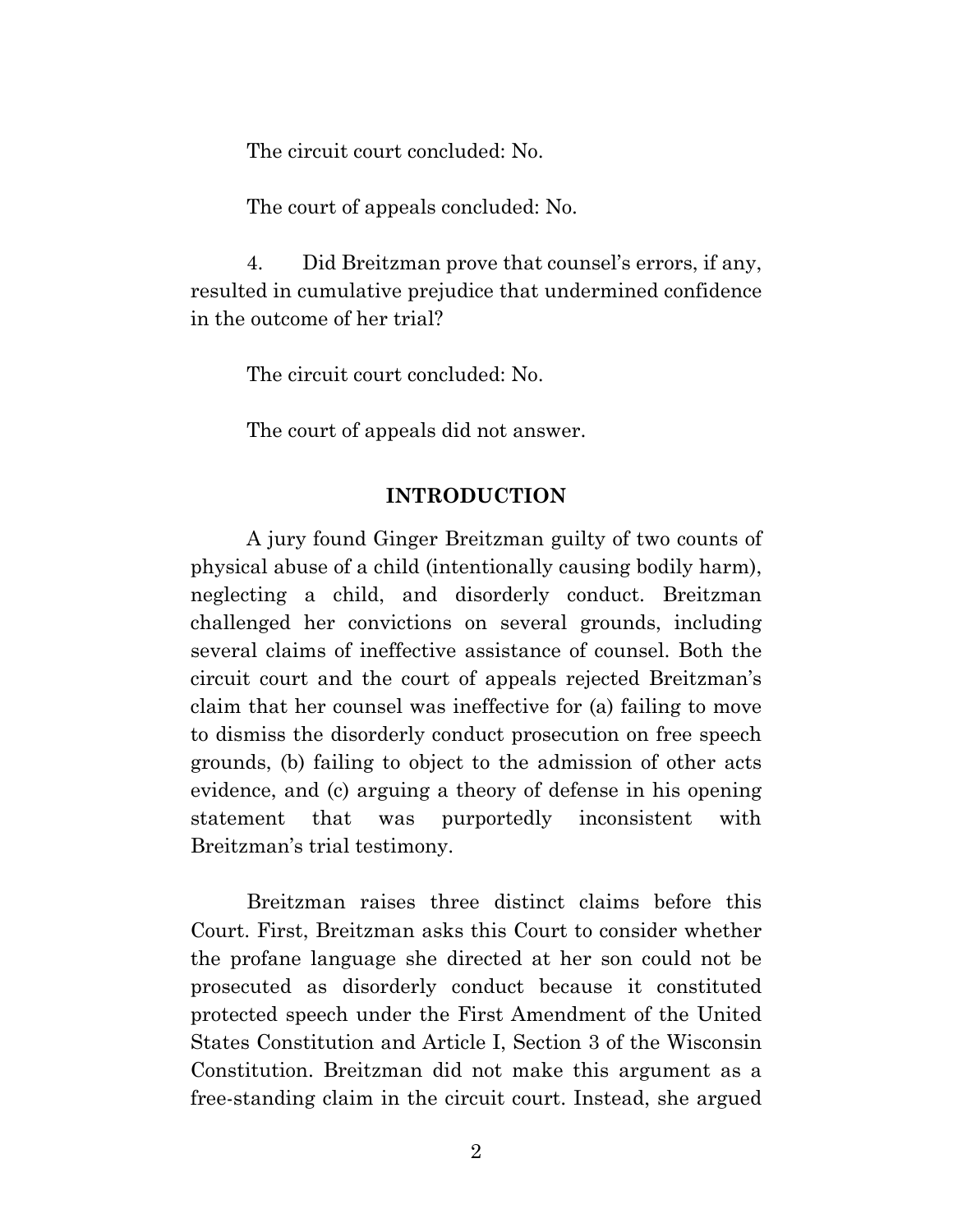The circuit court concluded: No.

The court of appeals concluded: No.

4. Did Breitzman prove that counsel's errors, if any, resulted in cumulative prejudice that undermined confidence in the outcome of her trial?

The circuit court concluded: No.

The court of appeals did not answer.

## INTRODUCTION

A jury found Ginger Breitzman guilty of two counts of physical abuse of a child (intentionally causing bodily harm), neglecting a child, and disorderly conduct. Breitzman challenged her convictions on several grounds, including several claims of ineffective assistance of counsel. Both the circuit court and the court of appeals rejected Breitzman's claim that her counsel was ineffective for (a) failing to move to dismiss the disorderly conduct prosecution on free speech grounds, (b) failing to object to the admission of other acts evidence, and (c) arguing a theory of defense in his opening statement that was purportedly inconsistent with Breitzman's trial testimony.

Breitzman raises three distinct claims before this Court. First, Breitzman asks this Court to consider whether the profane language she directed at her son could not be prosecuted as disorderly conduct because it constituted protected speech under the First Amendment of the United States Constitution and Article I, Section 3 of the Wisconsin Constitution. Breitzman did not make this argument as a free-standing claim in the circuit court. Instead, she argued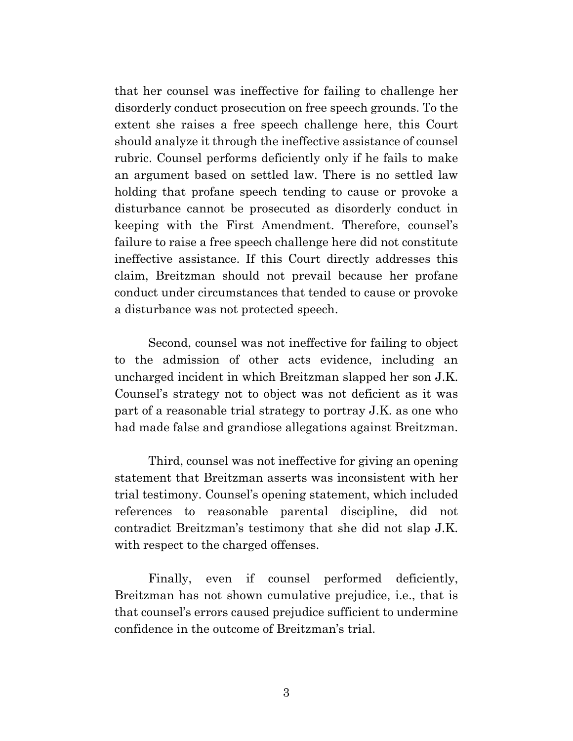that her counsel was ineffective for failing to challenge her disorderly conduct prosecution on free speech grounds. To the extent she raises a free speech challenge here, this Court should analyze it through the ineffective assistance of counsel rubric. Counsel performs deficiently only if he fails to make an argument based on settled law. There is no settled law holding that profane speech tending to cause or provoke a disturbance cannot be prosecuted as disorderly conduct in keeping with the First Amendment. Therefore, counsel's failure to raise a free speech challenge here did not constitute ineffective assistance. If this Court directly addresses this claim, Breitzman should not prevail because her profane conduct under circumstances that tended to cause or provoke a disturbance was not protected speech.

Second, counsel was not ineffective for failing to object to the admission of other acts evidence, including an uncharged incident in which Breitzman slapped her son J.K. Counsel's strategy not to object was not deficient as it was part of a reasonable trial strategy to portray J.K. as one who had made false and grandiose allegations against Breitzman.

Third, counsel was not ineffective for giving an opening statement that Breitzman asserts was inconsistent with her trial testimony. Counsel's opening statement, which included references to reasonable parental discipline, did not contradict Breitzman's testimony that she did not slap J.K. with respect to the charged offenses.

Finally, even if counsel performed deficiently, Breitzman has not shown cumulative prejudice, i.e., that is that counsel's errors caused prejudice sufficient to undermine confidence in the outcome of Breitzman's trial.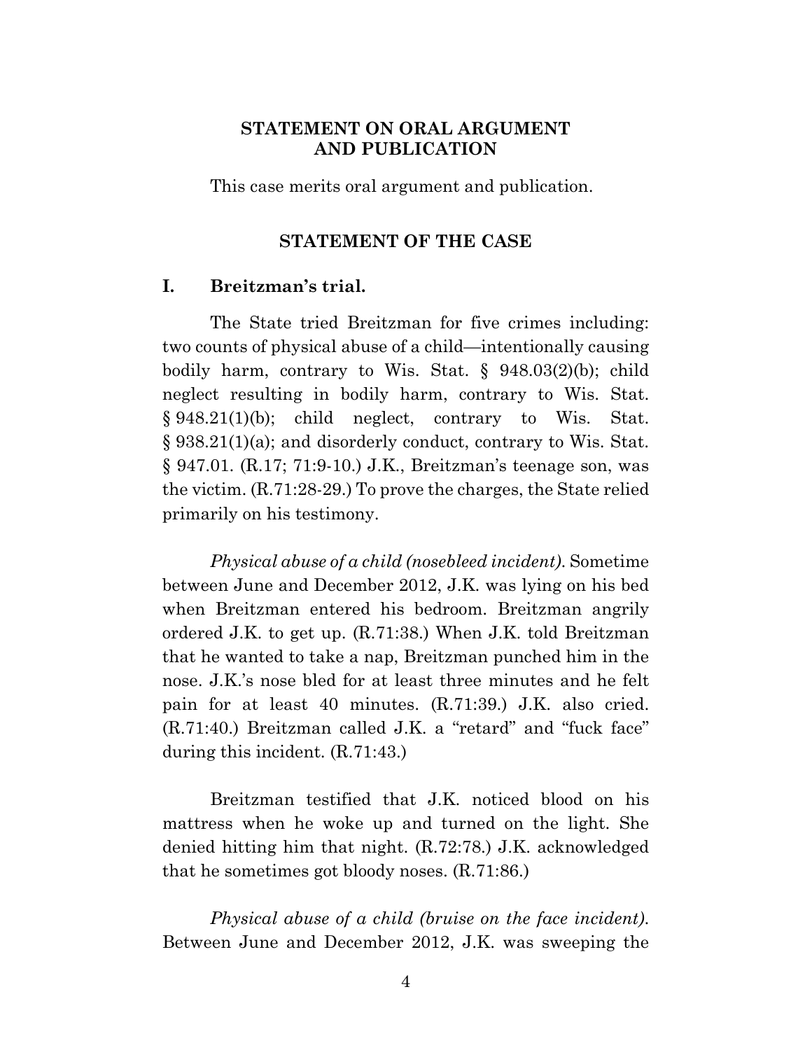## STATEMENT ON ORAL ARGUMENT AND PUBLICATION

This case merits oral argument and publication.

## STATEMENT OF THE CASE

### I. Breitzman's trial.

The State tried Breitzman for five crimes including: two counts of physical abuse of a child—intentionally causing bodily harm, contrary to Wis. Stat. § 948.03(2)(b); child neglect resulting in bodily harm, contrary to Wis. Stat. § 948.21(1)(b); child neglect, contrary to Wis. Stat. § 938.21(1)(a); and disorderly conduct, contrary to Wis. Stat. § 947.01. (R.17; 71:9-10.) J.K., Breitzman's teenage son, was the victim. (R.71:28-29.) To prove the charges, the State relied primarily on his testimony.

*Physical abuse of a child (nosebleed incident).* Sometime between June and December 2012, J.K. was lying on his bed when Breitzman entered his bedroom. Breitzman angrily ordered J.K. to get up. (R.71:38.) When J.K. told Breitzman that he wanted to take a nap, Breitzman punched him in the nose. J.K.'s nose bled for at least three minutes and he felt pain for at least 40 minutes. (R.71:39.) J.K. also cried. (R.71:40.) Breitzman called J.K. a "retard" and "fuck face" during this incident. (R.71:43.)

Breitzman testified that J.K. noticed blood on his mattress when he woke up and turned on the light. She denied hitting him that night. (R.72:78.) J.K. acknowledged that he sometimes got bloody noses. (R.71:86.)

*Physical abuse of a child (bruise on the face incident).* Between June and December 2012, J.K. was sweeping the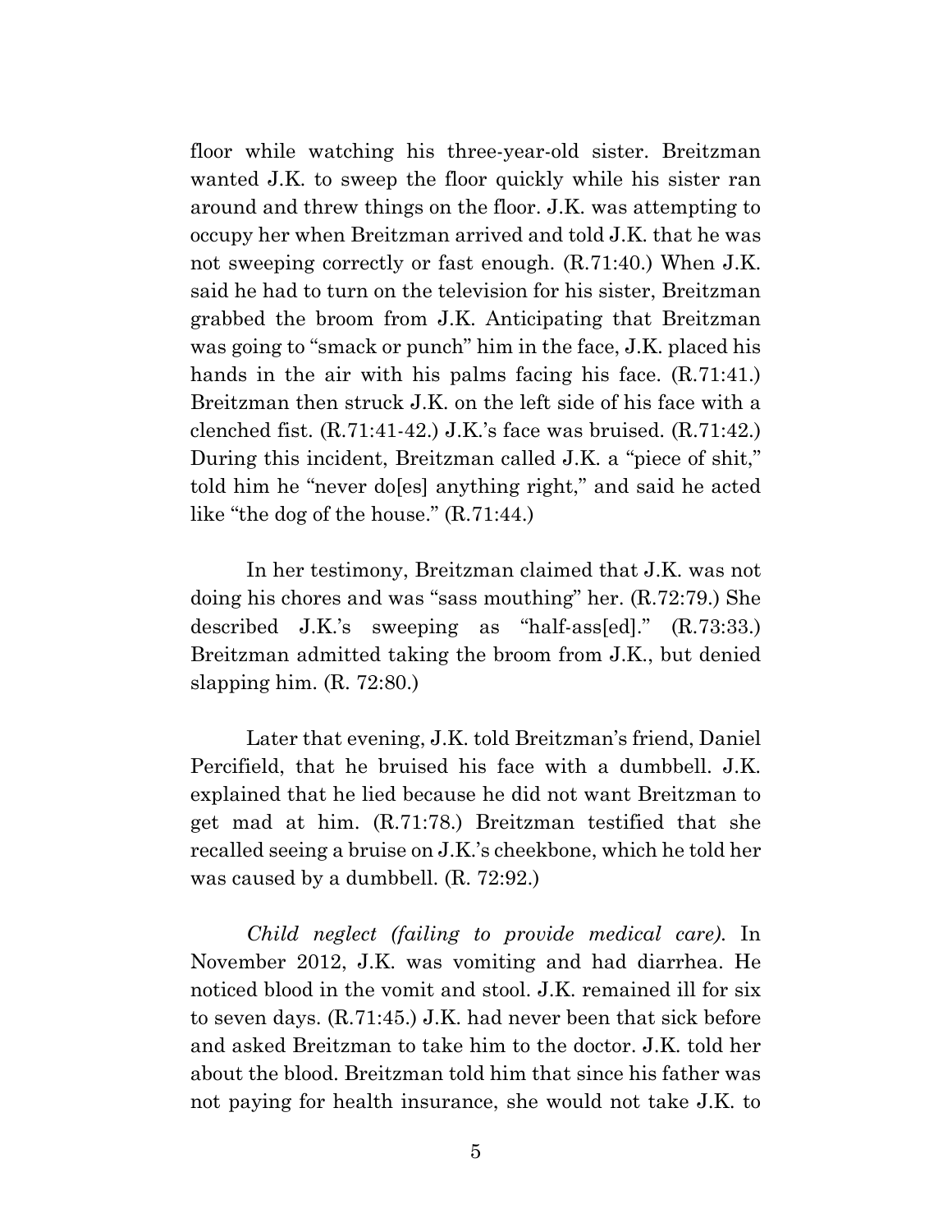floor while watching his three-year-old sister. Breitzman wanted J.K. to sweep the floor quickly while his sister ran around and threw things on the floor. J.K. was attempting to occupy her when Breitzman arrived and told J.K. that he was not sweeping correctly or fast enough. (R.71:40.) When J.K. said he had to turn on the television for his sister, Breitzman grabbed the broom from J.K. Anticipating that Breitzman was going to "smack or punch" him in the face, J.K. placed his hands in the air with his palms facing his face. (R.71:41.) Breitzman then struck J.K. on the left side of his face with a clenched fist. (R.71:41-42.) J.K.'s face was bruised. (R.71:42.) During this incident, Breitzman called J.K. a "piece of shit," told him he "never do[es] anything right," and said he acted like "the dog of the house." (R.71:44.)

In her testimony, Breitzman claimed that J.K. was not doing his chores and was "sass mouthing" her. (R.72:79.) She described J.K.'s sweeping as "half-ass[ed]." (R.73:33.) Breitzman admitted taking the broom from J.K., but denied slapping him. (R. 72:80.)

Later that evening, J.K. told Breitzman's friend, Daniel Percifield, that he bruised his face with a dumbbell. J.K. explained that he lied because he did not want Breitzman to get mad at him. (R.71:78.) Breitzman testified that she recalled seeing a bruise on J.K.'s cheekbone, which he told her was caused by a dumbbell. (R. 72:92.)

*Child neglect (failing to provide medical care).* In November 2012, J.K. was vomiting and had diarrhea. He noticed blood in the vomit and stool. J.K. remained ill for six to seven days. (R.71:45.) J.K. had never been that sick before and asked Breitzman to take him to the doctor. J.K. told her about the blood. Breitzman told him that since his father was not paying for health insurance, she would not take J.K. to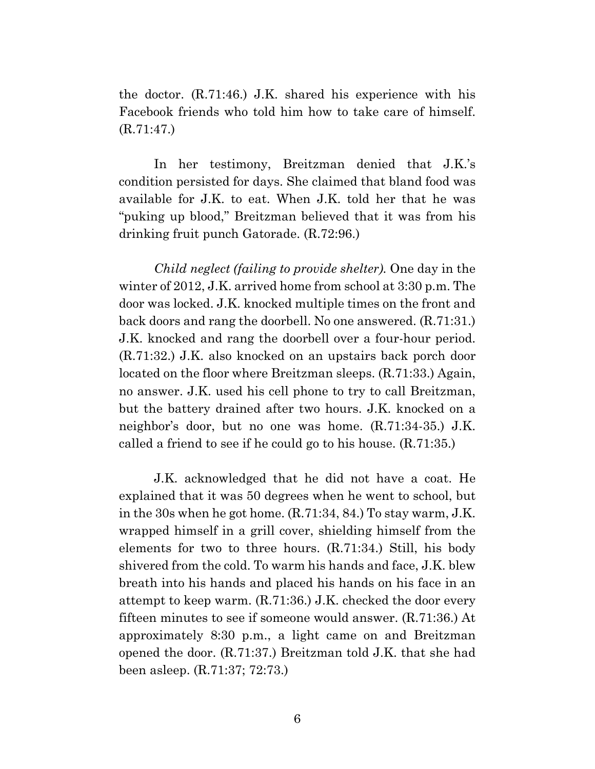the doctor. (R.71:46.) J.K. shared his experience with his Facebook friends who told him how to take care of himself. (R.71:47.)

In her testimony, Breitzman denied that J.K.'s condition persisted for days. She claimed that bland food was available for J.K. to eat. When J.K. told her that he was "puking up blood," Breitzman believed that it was from his drinking fruit punch Gatorade. (R.72:96.)

*Child neglect (failing to provide shelter).* One day in the winter of 2012, J.K. arrived home from school at 3:30 p.m. The door was locked. J.K. knocked multiple times on the front and back doors and rang the doorbell. No one answered. (R.71:31.) J.K. knocked and rang the doorbell over a four-hour period. (R.71:32.) J.K. also knocked on an upstairs back porch door located on the floor where Breitzman sleeps. (R.71:33.) Again, no answer. J.K. used his cell phone to try to call Breitzman, but the battery drained after two hours. J.K. knocked on a neighbor's door, but no one was home. (R.71:34-35.) J.K. called a friend to see if he could go to his house. (R.71:35.)

J.K. acknowledged that he did not have a coat. He explained that it was 50 degrees when he went to school, but in the 30s when he got home. (R.71:34, 84.) To stay warm, J.K. wrapped himself in a grill cover, shielding himself from the elements for two to three hours. (R.71:34.) Still, his body shivered from the cold. To warm his hands and face, J.K. blew breath into his hands and placed his hands on his face in an attempt to keep warm. (R.71:36.) J.K. checked the door every fifteen minutes to see if someone would answer. (R.71:36.) At approximately 8:30 p.m., a light came on and Breitzman opened the door. (R.71:37.) Breitzman told J.K. that she had been asleep. (R.71:37; 72:73.)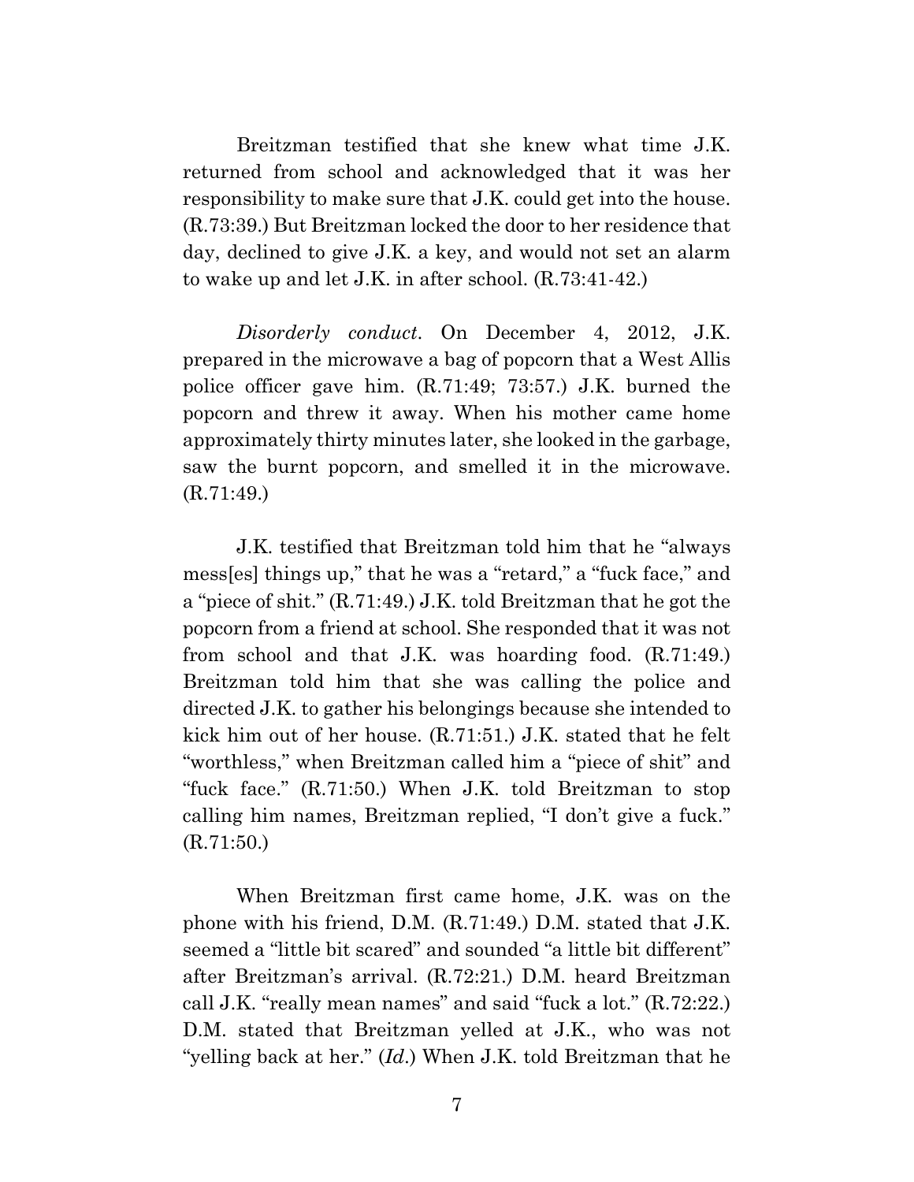Breitzman testified that she knew what time J.K. returned from school and acknowledged that it was her responsibility to make sure that J.K. could get into the house. (R.73:39.) But Breitzman locked the door to her residence that day, declined to give J.K. a key, and would not set an alarm to wake up and let J.K. in after school. (R.73:41-42.)

*Disorderly conduct*. On December 4, 2012, J.K. prepared in the microwave a bag of popcorn that a West Allis police officer gave him. (R.71:49; 73:57.) J.K. burned the popcorn and threw it away. When his mother came home approximately thirty minutes later, she looked in the garbage, saw the burnt popcorn, and smelled it in the microwave. (R.71:49.)

J.K. testified that Breitzman told him that he "always mess[es] things up," that he was a "retard," a "fuck face," and a "piece of shit." (R.71:49.) J.K. told Breitzman that he got the popcorn from a friend at school. She responded that it was not from school and that J.K. was hoarding food. (R.71:49.) Breitzman told him that she was calling the police and directed J.K. to gather his belongings because she intended to kick him out of her house. (R.71:51.) J.K. stated that he felt "worthless," when Breitzman called him a "piece of shit" and "fuck face." (R.71:50.) When J.K. told Breitzman to stop calling him names, Breitzman replied, "I don't give a fuck." (R.71:50.)

When Breitzman first came home, J.K. was on the phone with his friend, D.M. (R.71:49.) D.M. stated that J.K. seemed a "little bit scared" and sounded "a little bit different" after Breitzman's arrival. (R.72:21.) D.M. heard Breitzman call J.K. "really mean names" and said "fuck a lot." (R.72:22.) D.M. stated that Breitzman yelled at J.K., who was not "yelling back at her." (*Id*.) When J.K. told Breitzman that he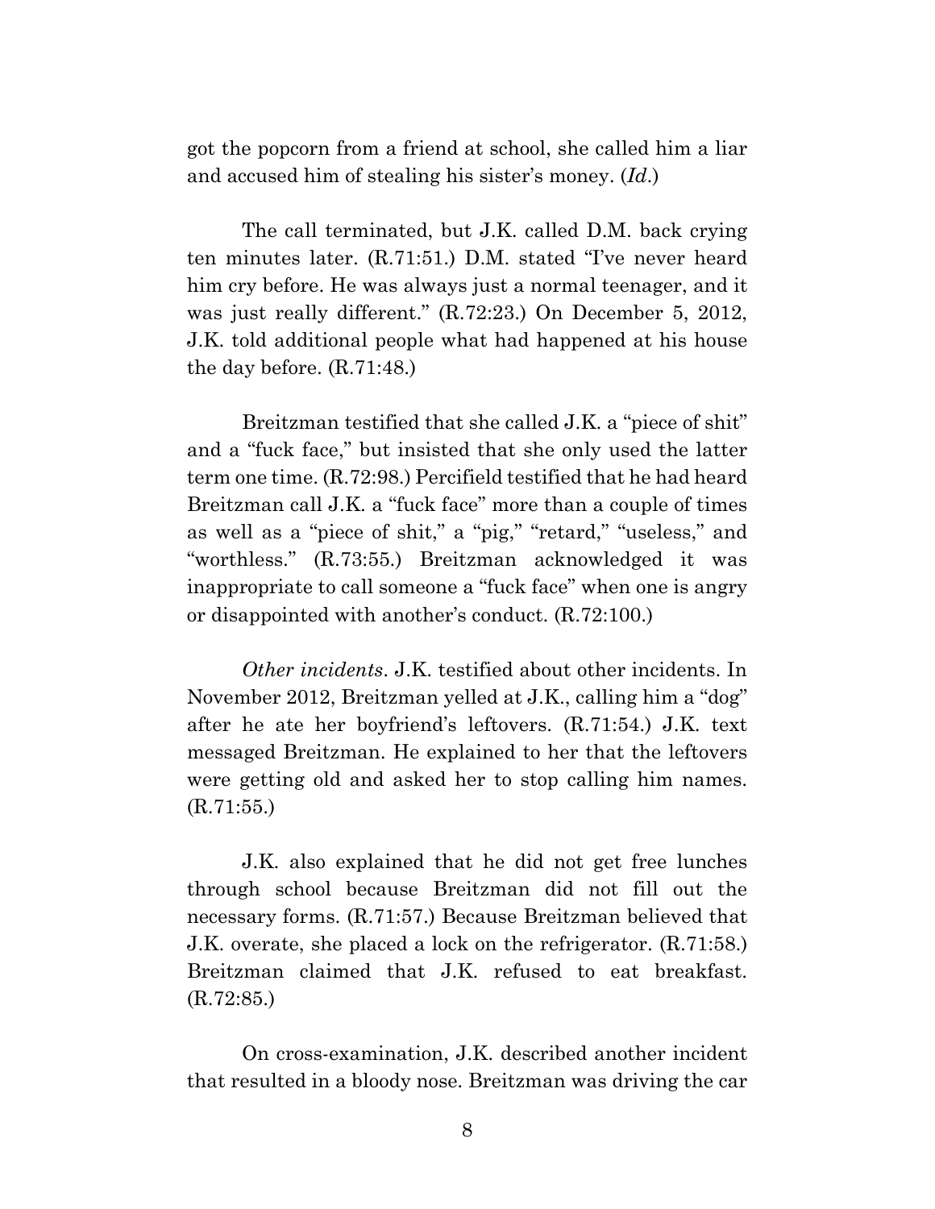got the popcorn from a friend at school, she called him a liar and accused him of stealing his sister's money. (*Id.*)

The call terminated, but J.K. called D.M. back crying ten minutes later. (R.71:51.) D.M. stated "I've never heard him cry before. He was always just a normal teenager, and it was just really different." (R.72:23.) On December 5, 2012, J.K. told additional people what had happened at his house the day before. (R.71:48.)

Breitzman testified that she called J.K. a "piece of shit" and a "fuck face," but insisted that she only used the latter term one time. (R.72:98.) Percifield testified that he had heard Breitzman call J.K. a "fuck face" more than a couple of times as well as a "piece of shit," a "pig," "retard," "useless," and "worthless." (R.73:55.) Breitzman acknowledged it was inappropriate to call someone a "fuck face" when one is angry or disappointed with another's conduct. (R.72:100.)

*Other incidents*. J.K. testified about other incidents. In November 2012, Breitzman yelled at J.K., calling him a "dog" after he ate her boyfriend's leftovers. (R.71:54.) J.K. text messaged Breitzman. He explained to her that the leftovers were getting old and asked her to stop calling him names. (R.71:55.)

J.K. also explained that he did not get free lunches through school because Breitzman did not fill out the necessary forms. (R.71:57.) Because Breitzman believed that J.K. overate, she placed a lock on the refrigerator. (R.71:58.) Breitzman claimed that J.K. refused to eat breakfast. (R.72:85.)

On cross-examination, J.K. described another incident that resulted in a bloody nose. Breitzman was driving the car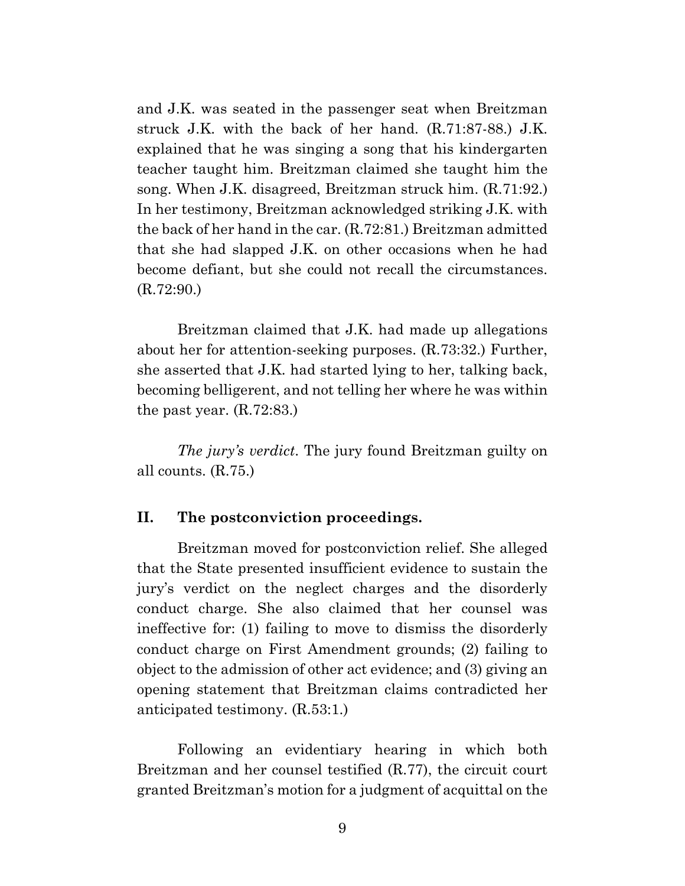and J.K. was seated in the passenger seat when Breitzman struck J.K. with the back of her hand. (R.71:87-88.) J.K. explained that he was singing a song that his kindergarten teacher taught him. Breitzman claimed she taught him the song. When J.K. disagreed, Breitzman struck him. (R.71:92.) In her testimony, Breitzman acknowledged striking J.K. with the back of her hand in the car. (R.72:81.) Breitzman admitted that she had slapped J.K. on other occasions when he had become defiant, but she could not recall the circumstances. (R.72:90.)

Breitzman claimed that J.K. had made up allegations about her for attention-seeking purposes. (R.73:32.) Further, she asserted that J.K. had started lying to her, talking back, becoming belligerent, and not telling her where he was within the past year. (R.72:83.)

*The jury's verdict*. The jury found Breitzman guilty on all counts. (R.75.)

## II. The postconviction proceedings.

Breitzman moved for postconviction relief. She alleged that the State presented insufficient evidence to sustain the jury's verdict on the neglect charges and the disorderly conduct charge. She also claimed that her counsel was ineffective for: (1) failing to move to dismiss the disorderly conduct charge on First Amendment grounds; (2) failing to object to the admission of other act evidence; and (3) giving an opening statement that Breitzman claims contradicted her anticipated testimony. (R.53:1.)

Following an evidentiary hearing in which both Breitzman and her counsel testified (R.77), the circuit court granted Breitzman's motion for a judgment of acquittal on the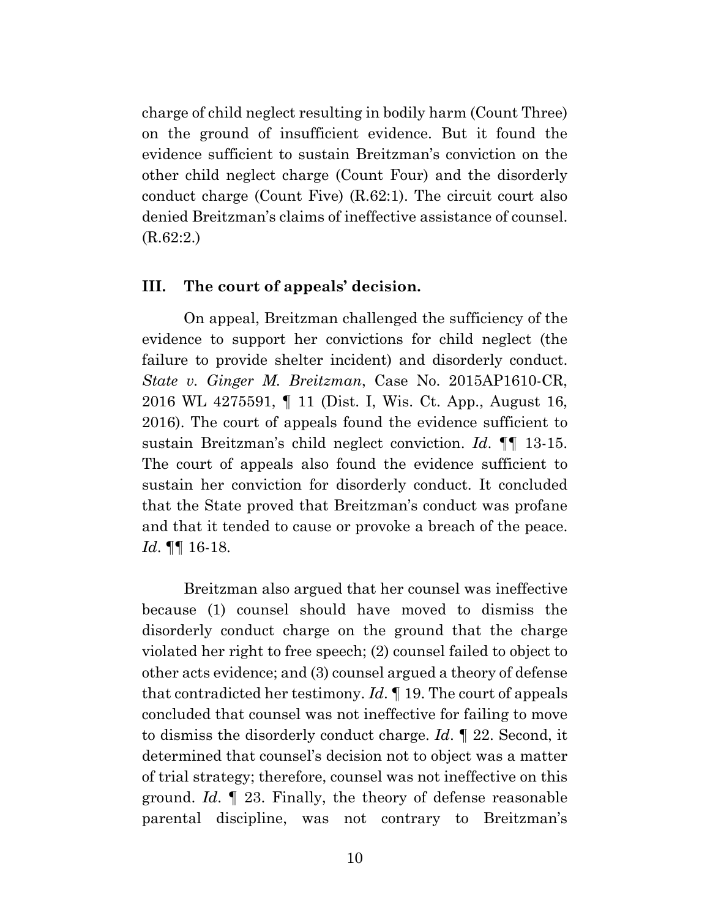charge of child neglect resulting in bodily harm (Count Three) on the ground of insufficient evidence. But it found the evidence sufficient to sustain Breitzman's conviction on the other child neglect charge (Count Four) and the disorderly conduct charge (Count Five) (R.62:1). The circuit court also denied Breitzman's claims of ineffective assistance of counsel. (R.62:2.)

### III. The court of appeals' decision.

On appeal, Breitzman challenged the sufficiency of the evidence to support her convictions for child neglect (the failure to provide shelter incident) and disorderly conduct. *State v. Ginger M. Breitzman*, Case No. 2015AP1610-CR, 2016 WL 4275591, ¶ 11 (Dist. I, Wis. Ct. App., August 16, 2016). The court of appeals found the evidence sufficient to sustain Breitzman's child neglect conviction. *Id.* ¶¶ 13-15. The court of appeals also found the evidence sufficient to sustain her conviction for disorderly conduct. It concluded that the State proved that Breitzman's conduct was profane and that it tended to cause or provoke a breach of the peace. *Id.* ¶¶ 16-18.

Breitzman also argued that her counsel was ineffective because (1) counsel should have moved to dismiss the disorderly conduct charge on the ground that the charge violated her right to free speech; (2) counsel failed to object to other acts evidence; and (3) counsel argued a theory of defense that contradicted her testimony. *Id.* ¶ 19. The court of appeals concluded that counsel was not ineffective for failing to move to dismiss the disorderly conduct charge. *Id.* ¶ 22. Second, it determined that counsel's decision not to object was a matter of trial strategy; therefore, counsel was not ineffective on this ground. *Id.* ¶ 23. Finally, the theory of defense reasonable parental discipline, was not contrary to Breitzman's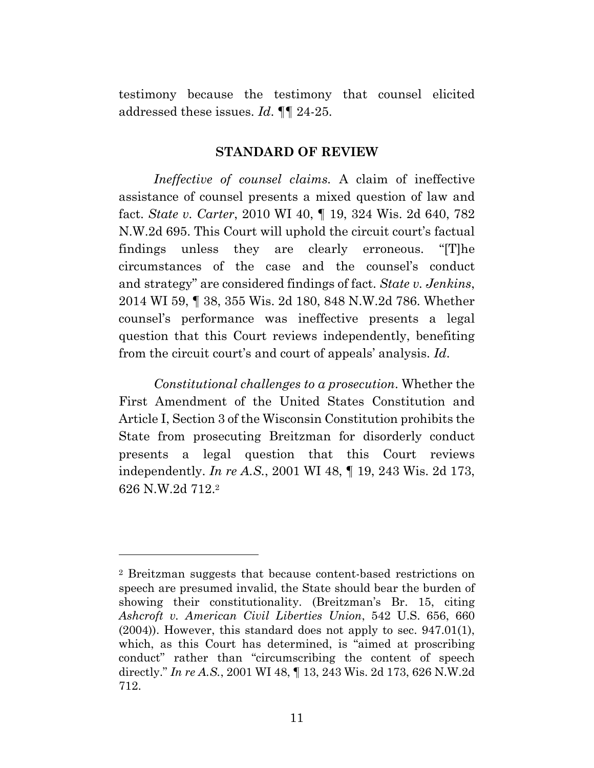testimony because the testimony that counsel elicited addressed these issues. *Id*. ¶¶ 24-25.

## STANDARD OF REVIEW

*Ineffective of counsel claims*. A claim of ineffective assistance of counsel presents a mixed question of law and fact. *State v. Carter*, 2010 WI 40, ¶ 19, 324 Wis. 2d 640, 782 N.W.2d 695. This Court will uphold the circuit court's factual findings unless they are clearly erroneous. "[T]he circumstances of the case and the counsel's conduct and strategy" are considered findings of fact. *State v. Jenkins*, 2014 WI 59, ¶ 38, 355 Wis. 2d 180, 848 N.W.2d 786. Whether counsel's performance was ineffective presents a legal question that this Court reviews independently, benefiting from the circuit court's and court of appeals' analysis. *Id*.

*Constitutional challenges to a prosecution*. Whether the First Amendment of the United States Constitution and Article I, Section 3 of the Wisconsin Constitution prohibits the State from prosecuting Breitzman for disorderly conduct presents a legal question that this Court reviews independently. *In re A.S.*, 2001 WI 48, ¶ 19, 243 Wis. 2d 173, 626 N.W.2d 712.[2]

---

[2] Breitzman suggests that because content-based restrictions on speech are presumed invalid, the State should bear the burden of showing their constitutionality. (Breitzman's Br. 15, citing *Ashcroft v. American Civil Liberties Union*, 542 U.S. 656, 660 (2004)). However, this standard does not apply to sec. 947.01(1), which, as this Court has determined, is "aimed at proscribing conduct" rather than "circumscribing the content of speech directly." *In re A.S.*, 2001 WI 48, ¶ 13, 243 Wis. 2d 173, 626 N.W.2d 712.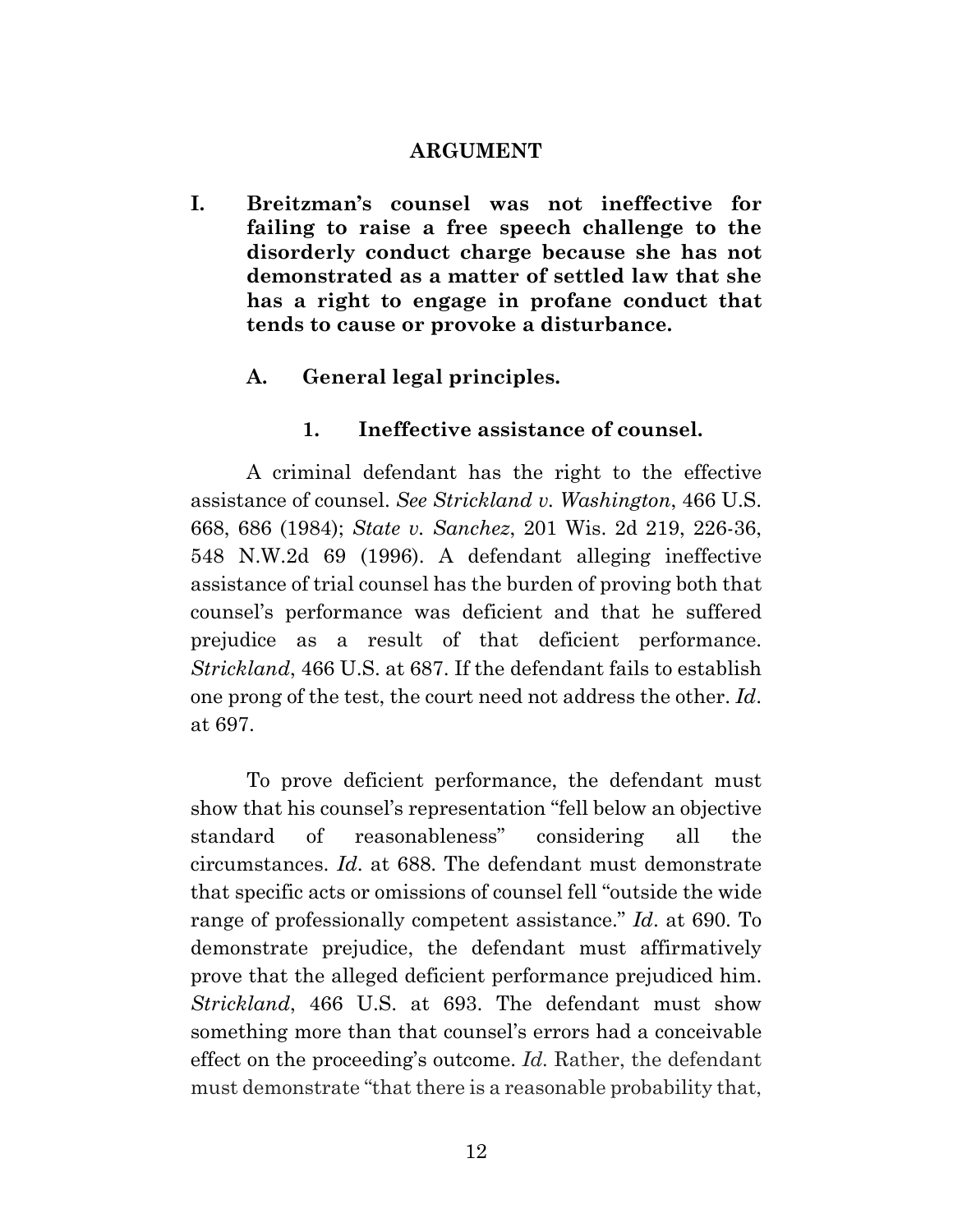# ARGUMENT

## I. Breitzman's counsel was not ineffective for failing to raise a free speech challenge to the disorderly conduct charge because she has not demonstrated as a matter of settled law that she has a right to engage in profane conduct that tends to cause or provoke a disturbance.

### A. General legal principles.

#### 1. Ineffective assistance of counsel.

A criminal defendant has the right to the effective assistance of counsel. *See Strickland v. Washington*, 466 U.S. 668, 686 (1984); *State v. Sanchez*, 201 Wis. 2d 219, 226-36, 548 N.W.2d 69 (1996). A defendant alleging ineffective assistance of trial counsel has the burden of proving both that counsel's performance was deficient and that he suffered prejudice as a result of that deficient performance. *Strickland*, 466 U.S. at 687. If the defendant fails to establish one prong of the test, the court need not address the other. *Id*. at 697.

To prove deficient performance, the defendant must show that his counsel's representation "fell below an objective standard of reasonableness" considering all the circumstances. *Id*. at 688. The defendant must demonstrate that specific acts or omissions of counsel fell "outside the wide range of professionally competent assistance." *Id*. at 690. To demonstrate prejudice, the defendant must affirmatively prove that the alleged deficient performance prejudiced him. *Strickland*, 466 U.S. at 693. The defendant must show something more than that counsel's errors had a conceivable effect on the proceeding's outcome. *Id.* Rather, the defendant must demonstrate "that there is a reasonable probability that,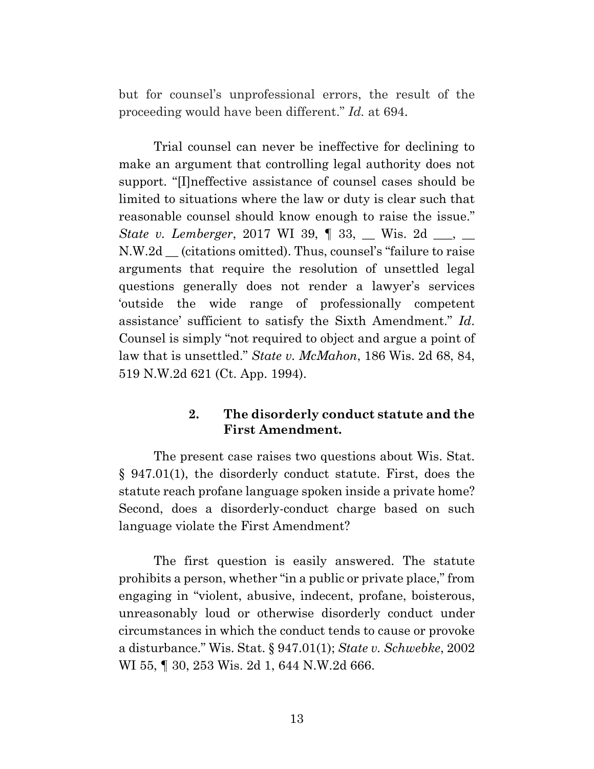but for counsel's unprofessional errors, the result of the proceeding would have been different." *Id.* at 694.

Trial counsel can never be ineffective for declining to make an argument that controlling legal authority does not support. "[I]neffective assistance of counsel cases should be limited to situations where the law or duty is clear such that reasonable counsel should know enough to raise the issue." *State v. Lemberger*, 2017 WI 39, ¶ 33, __ Wis. 2d ___, __ N.W.2d __ (citations omitted). Thus, counsel's "failure to raise arguments that require the resolution of unsettled legal questions generally does not render a lawyer's services 'outside the wide range of professionally competent assistance' sufficient to satisfy the Sixth Amendment." *Id*. Counsel is simply "not required to object and argue a point of law that is unsettled." *State v. McMahon*, 186 Wis. 2d 68, 84, 519 N.W.2d 621 (Ct. App. 1994).

### 2. The disorderly conduct statute and the First Amendment.

The present case raises two questions about Wis. Stat. § 947.01(1), the disorderly conduct statute. First, does the statute reach profane language spoken inside a private home? Second, does a disorderly-conduct charge based on such language violate the First Amendment?

The first question is easily answered. The statute prohibits a person, whether "in a public or private place," from engaging in "violent, abusive, indecent, profane, boisterous, unreasonably loud or otherwise disorderly conduct under circumstances in which the conduct tends to cause or provoke a disturbance." Wis. Stat. § 947.01(1); *State v. Schwebke*, 2002 WI 55, ¶ 30, 253 Wis. 2d 1, 644 N.W.2d 666.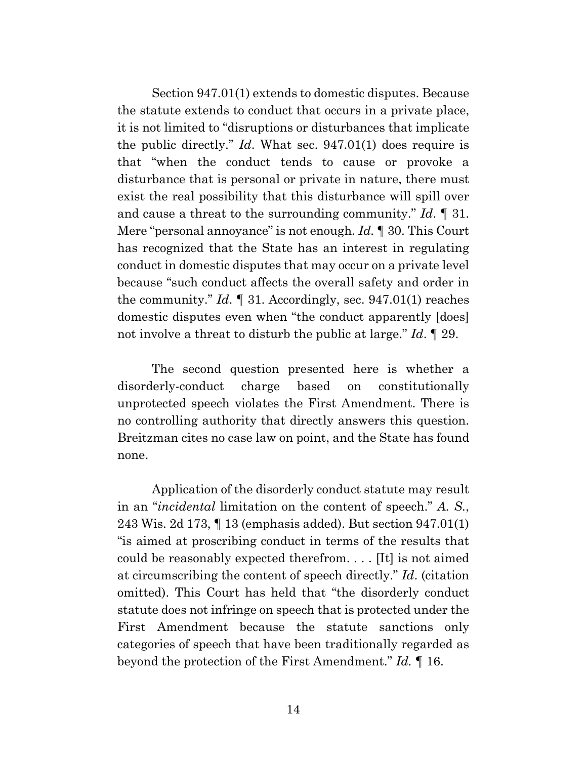Section 947.01(1) extends to domestic disputes. Because the statute extends to conduct that occurs in a private place, it is not limited to "disruptions or disturbances that implicate the public directly." *Id*. What sec. 947.01(1) does require is that "when the conduct tends to cause or provoke a disturbance that is personal or private in nature, there must exist the real possibility that this disturbance will spill over and cause a threat to the surrounding community." *Id*. ¶ 31. Mere "personal annoyance" is not enough. *Id.* ¶ 30. This Court has recognized that the State has an interest in regulating conduct in domestic disputes that may occur on a private level because "such conduct affects the overall safety and order in the community." *Id*. ¶ 31. Accordingly, sec. 947.01(1) reaches domestic disputes even when "the conduct apparently [does] not involve a threat to disturb the public at large." *Id*. ¶ 29.

The second question presented here is whether a disorderly-conduct charge based on constitutionally unprotected speech violates the First Amendment. There is no controlling authority that directly answers this question. Breitzman cites no case law on point, and the State has found none.

Application of the disorderly conduct statute may result in an "*incidental* limitation on the content of speech." *A. S.*, 243 Wis. 2d 173, ¶ 13 (emphasis added). But section 947.01(1) "is aimed at proscribing conduct in terms of the results that could be reasonably expected therefrom. . . . [It] is not aimed at circumscribing the content of speech directly." *Id*. (citation omitted). This Court has held that "the disorderly conduct statute does not infringe on speech that is protected under the First Amendment because the statute sanctions only categories of speech that have been traditionally regarded as beyond the protection of the First Amendment." *Id.* ¶ 16.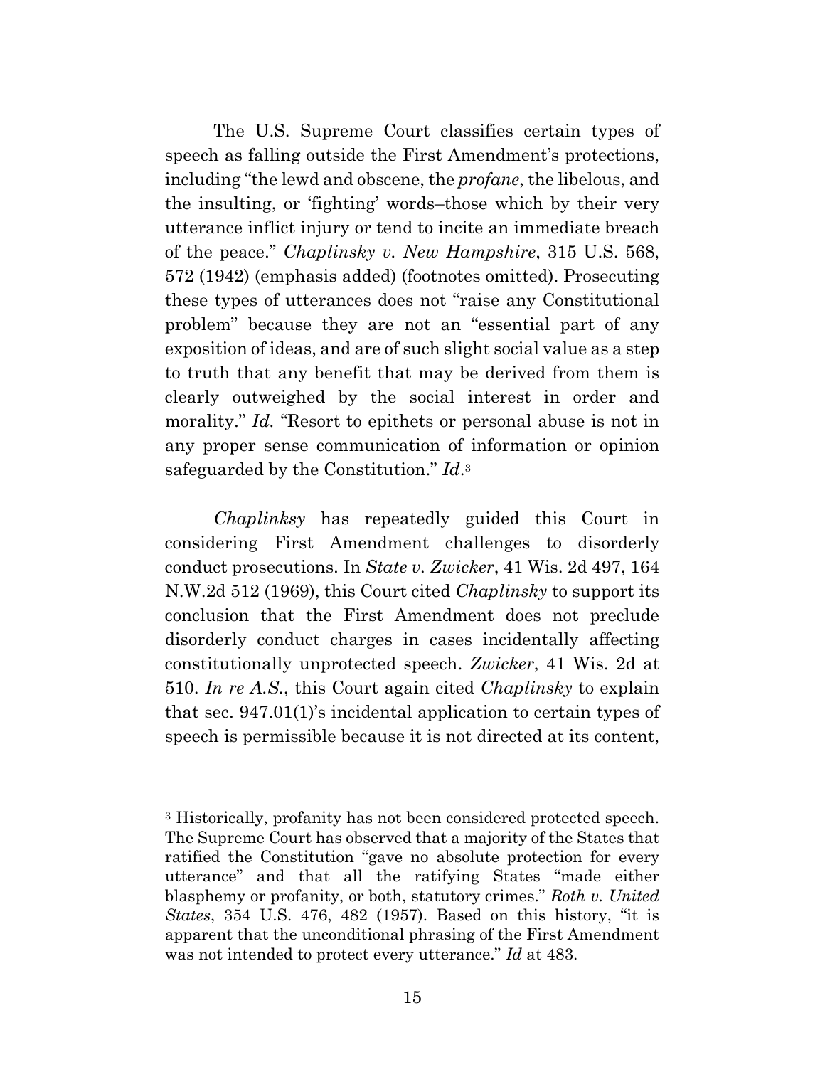The U.S. Supreme Court classifies certain types of speech as falling outside the First Amendment's protections, including "the lewd and obscene, the *profane*, the libelous, and the insulting, or 'fighting' words–those which by their very utterance inflict injury or tend to incite an immediate breach of the peace." *Chaplinsky v. New Hampshire*, 315 U.S. 568, 572 (1942) (emphasis added) (footnotes omitted). Prosecuting these types of utterances does not "raise any Constitutional problem" because they are not an "essential part of any exposition of ideas, and are of such slight social value as a step to truth that any benefit that may be derived from them is clearly outweighed by the social interest in order and morality." *Id.* "Resort to epithets or personal abuse is not in any proper sense communication of information or opinion safeguarded by the Constitution." *Id*.[3]

*Chaplinksy* has repeatedly guided this Court in considering First Amendment challenges to disorderly conduct prosecutions. In *State v. Zwicker*, 41 Wis. 2d 497, 164 N.W.2d 512 (1969), this Court cited *Chaplinsky* to support its conclusion that the First Amendment does not preclude disorderly conduct charges in cases incidentally affecting constitutionally unprotected speech. *Zwicker*, 41 Wis. 2d at 510. *In re A.S.*, this Court again cited *Chaplinsky* to explain that sec. 947.01(1)'s incidental application to certain types of speech is permissible because it is not directed at its content,

---

[3] Historically, profanity has not been considered protected speech. The Supreme Court has observed that a majority of the States that ratified the Constitution "gave no absolute protection for every utterance" and that all the ratifying States "made either blasphemy or profanity, or both, statutory crimes." *Roth v. United States*, 354 U.S. 476, 482 (1957). Based on this history, "it is apparent that the unconditional phrasing of the First Amendment was not intended to protect every utterance." *Id* at 483.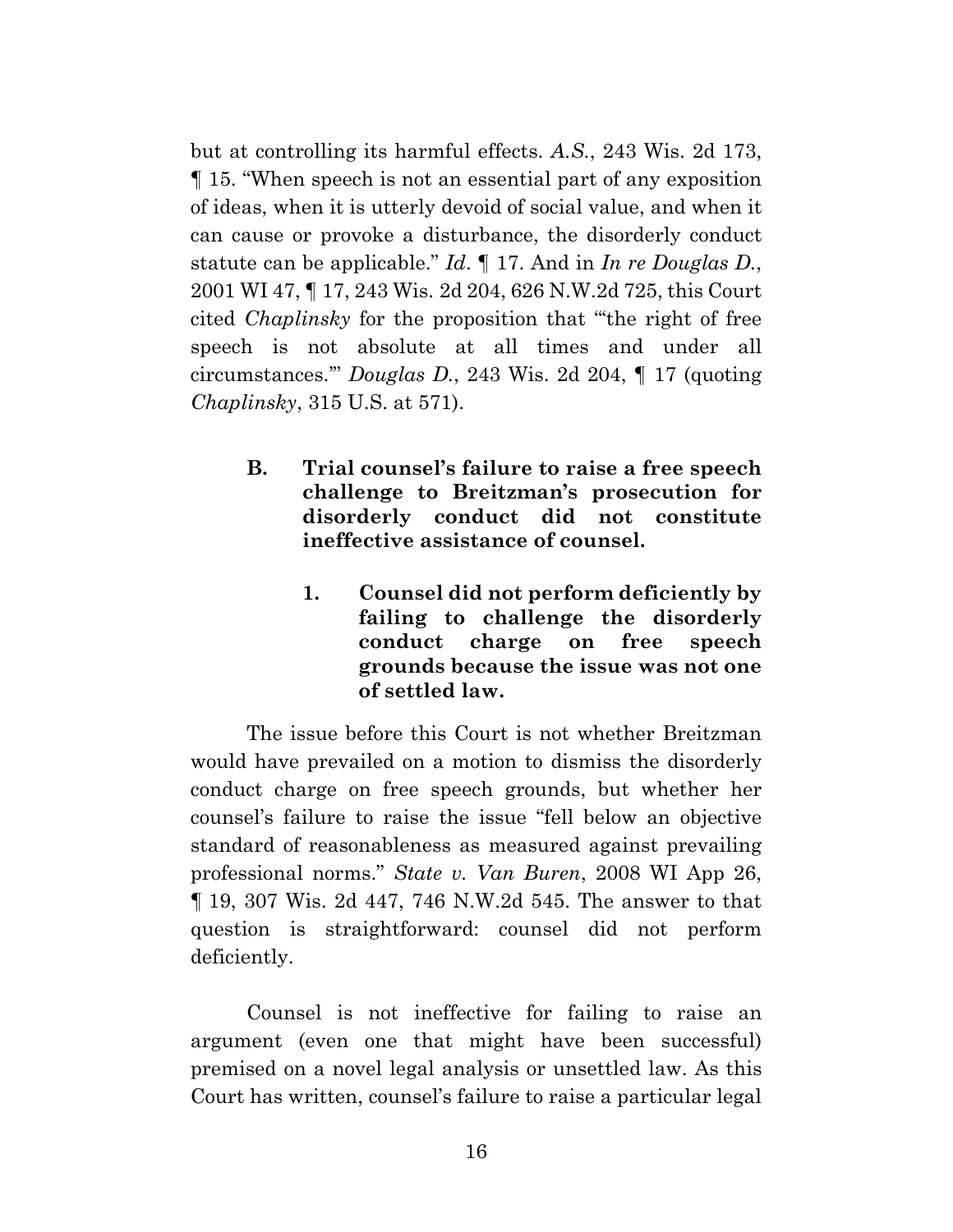but at controlling its harmful effects. *A.S.*, 243 Wis. 2d 173, ¶ 15. "When speech is not an essential part of any exposition of ideas, when it is utterly devoid of social value, and when it can cause or provoke a disturbance, the disorderly conduct statute can be applicable." *Id*. ¶ 17. And in *In re Douglas D.*, 2001 WI 47, ¶ 17, 243 Wis. 2d 204, 626 N.W.2d 725, this Court cited *Chaplinsky* for the proposition that "'the right of free speech is not absolute at all times and under all circumstances.'" *Douglas D.*, 243 Wis. 2d 204, ¶ 17 (quoting *Chaplinsky*, 315 U.S. at 571).

### B. Trial counsel's failure to raise a free speech challenge to Breitzman's prosecution for disorderly conduct did not constitute ineffective assistance of counsel.

#### 1. Counsel did not perform deficiently by failing to challenge the disorderly conduct charge on free speech grounds because the issue was not one of settled law.

The issue before this Court is not whether Breitzman would have prevailed on a motion to dismiss the disorderly conduct charge on free speech grounds, but whether her counsel's failure to raise the issue "fell below an objective standard of reasonableness as measured against prevailing professional norms." *State v. Van Buren*, 2008 WI App 26, ¶ 19, 307 Wis. 2d 447, 746 N.W.2d 545. The answer to that question is straightforward: counsel did not perform deficiently.

Counsel is not ineffective for failing to raise an argument (even one that might have been successful) premised on a novel legal analysis or unsettled law. As this Court has written, counsel's failure to raise a particular legal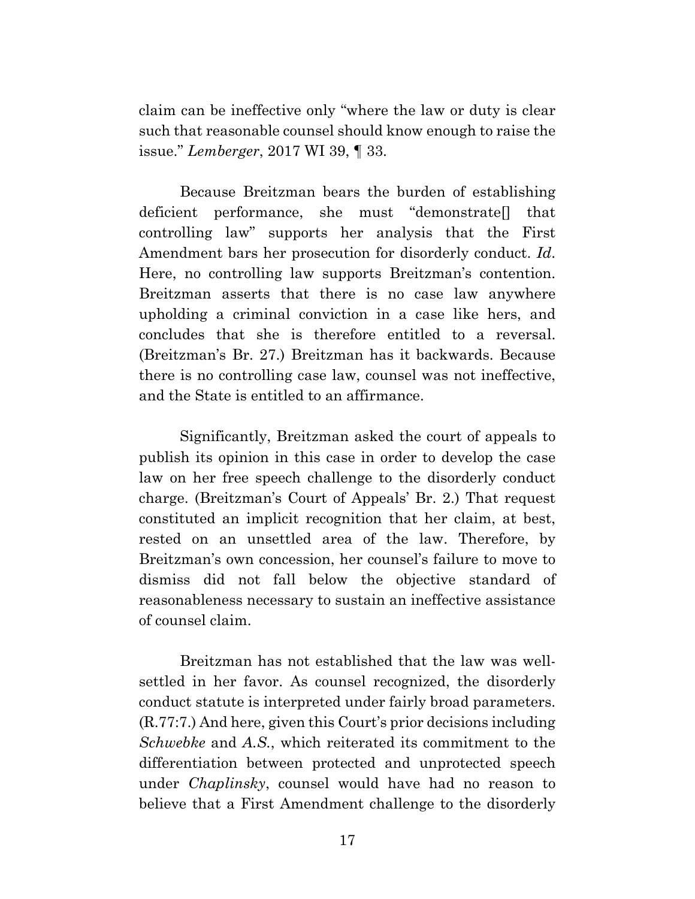claim can be ineffective only "where the law or duty is clear such that reasonable counsel should know enough to raise the issue." *Lemberger*, 2017 WI 39, ¶ 33.

Because Breitzman bears the burden of establishing deficient performance, she must "demonstrate[] that controlling law" supports her analysis that the First Amendment bars her prosecution for disorderly conduct. *Id*. Here, no controlling law supports Breitzman's contention. Breitzman asserts that there is no case law anywhere upholding a criminal conviction in a case like hers, and concludes that she is therefore entitled to a reversal. (Breitzman's Br. 27.) Breitzman has it backwards. Because there is no controlling case law, counsel was not ineffective, and the State is entitled to an affirmance.

Significantly, Breitzman asked the court of appeals to publish its opinion in this case in order to develop the case law on her free speech challenge to the disorderly conduct charge. (Breitzman's Court of Appeals' Br. 2.) That request constituted an implicit recognition that her claim, at best, rested on an unsettled area of the law. Therefore, by Breitzman's own concession, her counsel's failure to move to dismiss did not fall below the objective standard of reasonableness necessary to sustain an ineffective assistance of counsel claim.

Breitzman has not established that the law was well-settled in her favor. As counsel recognized, the disorderly conduct statute is interpreted under fairly broad parameters. (R.77:7.) And here, given this Court's prior decisions including *Schwebke* and *A.S.*, which reiterated its commitment to the differentiation between protected and unprotected speech under *Chaplinsky*, counsel would have had no reason to believe that a First Amendment challenge to the disorderly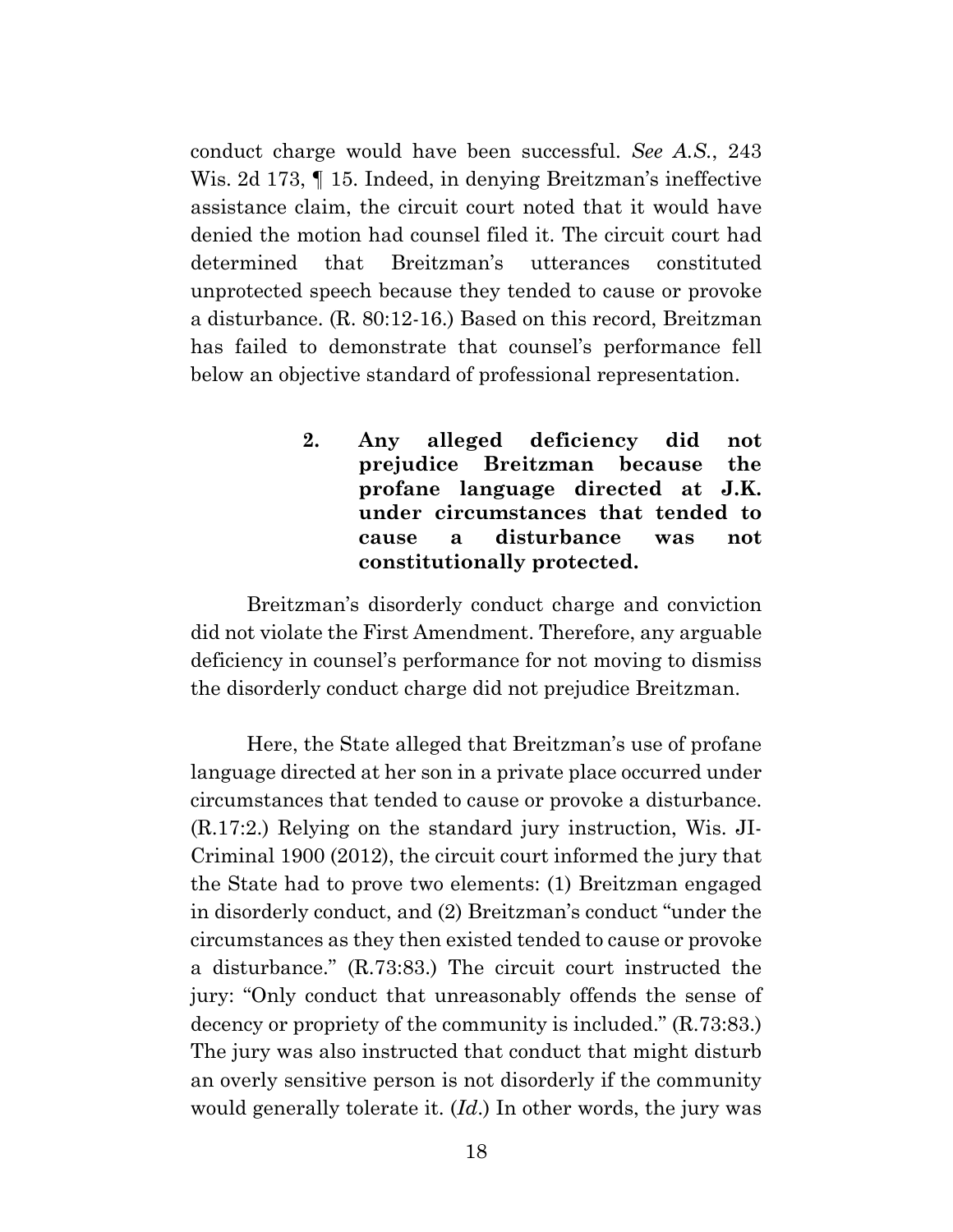conduct charge would have been successful. *See A.S.*, 243 Wis. 2d 173, ¶ 15. Indeed, in denying Breitzman's ineffective assistance claim, the circuit court noted that it would have denied the motion had counsel filed it. The circuit court had determined that Breitzman's utterances constituted unprotected speech because they tended to cause or provoke a disturbance. (R. 80:12-16.) Based on this record, Breitzman has failed to demonstrate that counsel's performance fell below an objective standard of professional representation.

#### 2. Any alleged deficiency did not prejudice Breitzman because the profane language directed at J.K. under circumstances that tended to cause a disturbance was not constitutionally protected.

Breitzman's disorderly conduct charge and conviction did not violate the First Amendment. Therefore, any arguable deficiency in counsel's performance for not moving to dismiss the disorderly conduct charge did not prejudice Breitzman.

Here, the State alleged that Breitzman's use of profane language directed at her son in a private place occurred under circumstances that tended to cause or provoke a disturbance. (R.17:2.) Relying on the standard jury instruction, Wis. JI-Criminal 1900 (2012), the circuit court informed the jury that the State had to prove two elements: (1) Breitzman engaged in disorderly conduct, and (2) Breitzman's conduct "under the circumstances as they then existed tended to cause or provoke a disturbance." (R.73:83.) The circuit court instructed the jury: "Only conduct that unreasonably offends the sense of decency or propriety of the community is included." (R.73:83.) The jury was also instructed that conduct that might disturb an overly sensitive person is not disorderly if the community would generally tolerate it. (*Id.*) In other words, the jury was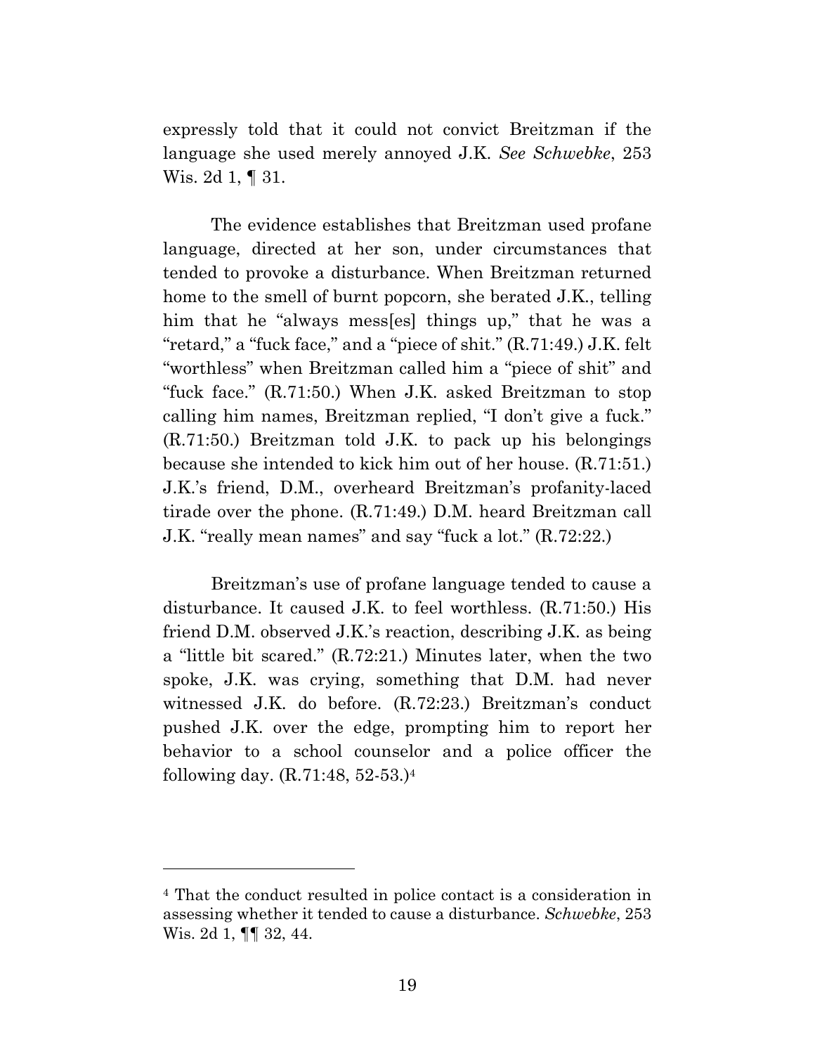expressly told that it could not convict Breitzman if the language she used merely annoyed J.K. *See Schwebke*, 253 Wis. 2d 1, ¶ 31.

The evidence establishes that Breitzman used profane language, directed at her son, under circumstances that tended to provoke a disturbance. When Breitzman returned home to the smell of burnt popcorn, she berated J.K., telling him that he "always mess[es] things up," that he was a "retard," a "fuck face," and a "piece of shit." (R.71:49.) J.K. felt "worthless" when Breitzman called him a "piece of shit" and "fuck face." (R.71:50.) When J.K. asked Breitzman to stop calling him names, Breitzman replied, "I don't give a fuck." (R.71:50.) Breitzman told J.K. to pack up his belongings because she intended to kick him out of her house. (R.71:51.) J.K.'s friend, D.M., overheard Breitzman's profanity-laced tirade over the phone. (R.71:49.) D.M. heard Breitzman call J.K. "really mean names" and say "fuck a lot." (R.72:22.)

Breitzman's use of profane language tended to cause a disturbance. It caused J.K. to feel worthless. (R.71:50.) His friend D.M. observed J.K.'s reaction, describing J.K. as being a "little bit scared." (R.72:21.) Minutes later, when the two spoke, J.K. was crying, something that D.M. had never witnessed J.K. do before. (R.72:23.) Breitzman's conduct pushed J.K. over the edge, prompting him to report her behavior to a school counselor and a police officer the following day. (R.71:48, 52-53.)[4]

---

[4] That the conduct resulted in police contact is a consideration in assessing whether it tended to cause a disturbance. *Schwebke*, 253 Wis. 2d 1, ¶¶ 32, 44.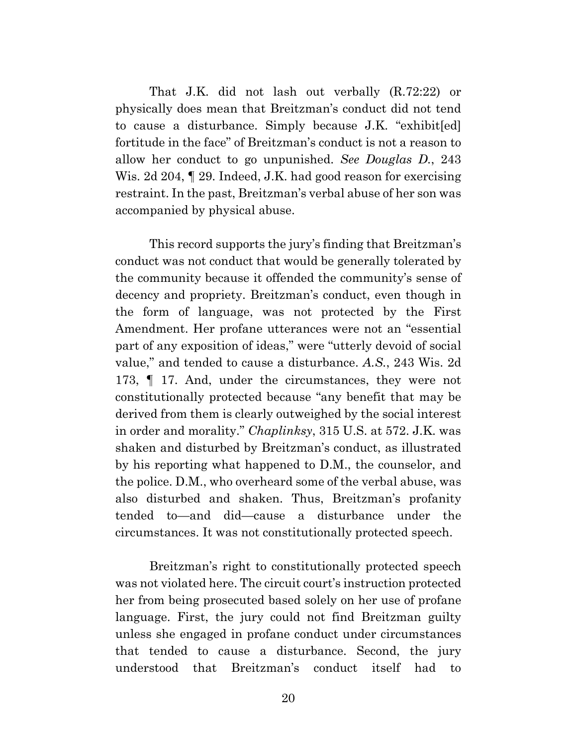That J.K. did not lash out verbally (R.72:22) or physically does mean that Breitzman's conduct did not tend to cause a disturbance. Simply because J.K. "exhibit[ed] fortitude in the face" of Breitzman's conduct is not a reason to allow her conduct to go unpunished. *See Douglas D.*, 243 Wis. 2d 204, ¶ 29. Indeed, J.K. had good reason for exercising restraint. In the past, Breitzman's verbal abuse of her son was accompanied by physical abuse.

This record supports the jury's finding that Breitzman's conduct was not conduct that would be generally tolerated by the community because it offended the community's sense of decency and propriety. Breitzman's conduct, even though in the form of language, was not protected by the First Amendment. Her profane utterances were not an "essential part of any exposition of ideas," were "utterly devoid of social value," and tended to cause a disturbance. *A.S.*, 243 Wis. 2d 173, ¶ 17. And, under the circumstances, they were not constitutionally protected because "any benefit that may be derived from them is clearly outweighed by the social interest in order and morality." *Chaplinksy*, 315 U.S. at 572. J.K. was shaken and disturbed by Breitzman's conduct, as illustrated by his reporting what happened to D.M., the counselor, and the police. D.M., who overheard some of the verbal abuse, was also disturbed and shaken. Thus, Breitzman's profanity tended to—and did—cause a disturbance under the circumstances. It was not constitutionally protected speech.

Breitzman's right to constitutionally protected speech was not violated here. The circuit court's instruction protected her from being prosecuted based solely on her use of profane language. First, the jury could not find Breitzman guilty unless she engaged in profane conduct under circumstances that tended to cause a disturbance. Second, the jury understood that Breitzman's conduct itself had to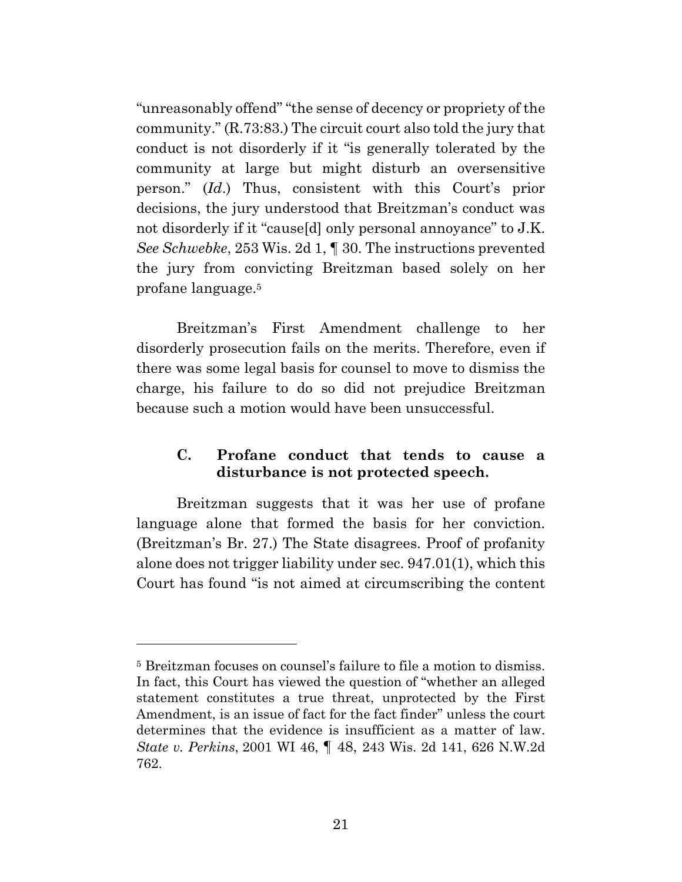"unreasonably offend" "the sense of decency or propriety of the community." (R.73:83.) The circuit court also told the jury that conduct is not disorderly if it "is generally tolerated by the community at large but might disturb an oversensitive person." (*Id.*) Thus, consistent with this Court's prior decisions, the jury understood that Breitzman's conduct was not disorderly if it "cause[d] only personal annoyance" to J.K. *See Schwebke*, 253 Wis. 2d 1, ¶ 30. The instructions prevented the jury from convicting Breitzman based solely on her profane language.[5]

Breitzman's First Amendment challenge to her disorderly prosecution fails on the merits. Therefore, even if there was some legal basis for counsel to move to dismiss the charge, his failure to do so did not prejudice Breitzman because such a motion would have been unsuccessful.

### C. Profane conduct that tends to cause a disturbance is not protected speech.

Breitzman suggests that it was her use of profane language alone that formed the basis for her conviction. (Breitzman's Br. 27.) The State disagrees. Proof of profanity alone does not trigger liability under sec. 947.01(1), which this Court has found "is not aimed at circumscribing the content

---

[5] Breitzman focuses on counsel's failure to file a motion to dismiss. In fact, this Court has viewed the question of "whether an alleged statement constitutes a true threat, unprotected by the First Amendment, is an issue of fact for the fact finder" unless the court determines that the evidence is insufficient as a matter of law. *State v. Perkins*, 2001 WI 46, ¶ 48, 243 Wis. 2d 141, 626 N.W.2d 762.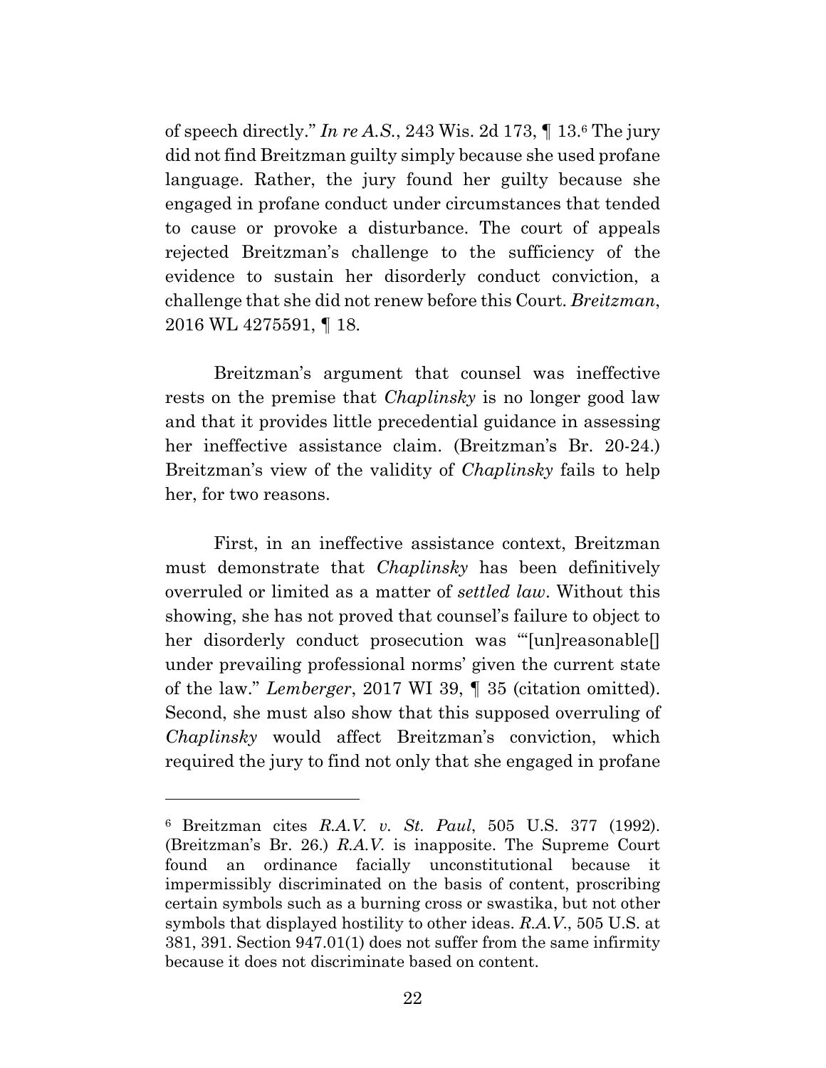of speech directly." *In re A.S.*, 243 Wis. 2d 173, ¶ 13.[6] The jury did not find Breitzman guilty simply because she used profane language. Rather, the jury found her guilty because she engaged in profane conduct under circumstances that tended to cause or provoke a disturbance. The court of appeals rejected Breitzman's challenge to the sufficiency of the evidence to sustain her disorderly conduct conviction, a challenge that she did not renew before this Court. *Breitzman*, 2016 WL 4275591, ¶ 18.

Breitzman's argument that counsel was ineffective rests on the premise that *Chaplinsky* is no longer good law and that it provides little precedential guidance in assessing her ineffective assistance claim. (Breitzman's Br. 20-24.) Breitzman's view of the validity of *Chaplinsky* fails to help her, for two reasons.

First, in an ineffective assistance context, Breitzman must demonstrate that *Chaplinsky* has been definitively overruled or limited as a matter of *settled law*. Without this showing, she has not proved that counsel's failure to object to her disorderly conduct prosecution was "'[un]reasonable[] under prevailing professional norms' given the current state of the law." *Lemberger*, 2017 WI 39, ¶ 35 (citation omitted). Second, she must also show that this supposed overruling of *Chaplinsky* would affect Breitzman's conviction, which required the jury to find not only that she engaged in profane

---

[6] Breitzman cites *R.A.V. v. St. Paul*, 505 U.S. 377 (1992). (Breitzman's Br. 26.) *R.A.V.* is inapposite. The Supreme Court found an ordinance facially unconstitutional because it impermissibly discriminated on the basis of content, proscribing certain symbols such as a burning cross or swastika, but not other symbols that displayed hostility to other ideas. *R.A.V.*, 505 U.S. at 381, 391. Section 947.01(1) does not suffer from the same infirmity because it does not discriminate based on content.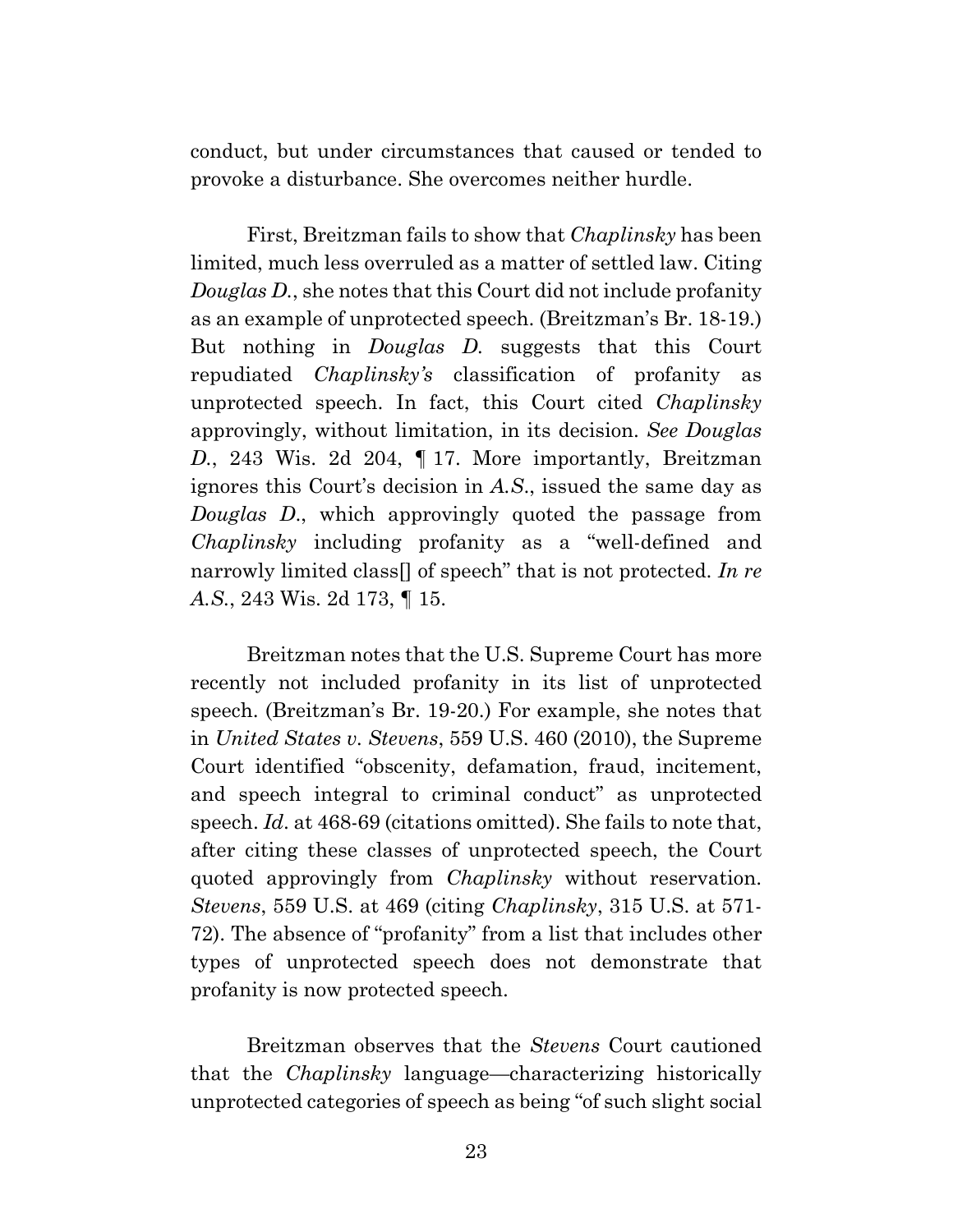conduct, but under circumstances that caused or tended to provoke a disturbance. She overcomes neither hurdle.

First, Breitzman fails to show that *Chaplinsky* has been limited, much less overruled as a matter of settled law. Citing *Douglas D.*, she notes that this Court did not include profanity as an example of unprotected speech. (Breitzman's Br. 18-19.) But nothing in *Douglas D.* suggests that this Court repudiated *Chaplinsky's* classification of profanity as unprotected speech. In fact, this Court cited *Chaplinsky* approvingly, without limitation, in its decision. *See Douglas D.*, 243 Wis. 2d 204, ¶ 17. More importantly, Breitzman ignores this Court's decision in *A.S.*, issued the same day as *Douglas D.*, which approvingly quoted the passage from *Chaplinsky* including profanity as a "well-defined and narrowly limited class[] of speech" that is not protected. *In re A.S.*, 243 Wis. 2d 173, ¶ 15.

Breitzman notes that the U.S. Supreme Court has more recently not included profanity in its list of unprotected speech. (Breitzman's Br. 19-20.) For example, she notes that in *United States v. Stevens*, 559 U.S. 460 (2010), the Supreme Court identified "obscenity, defamation, fraud, incitement, and speech integral to criminal conduct" as unprotected speech. *Id.* at 468-69 (citations omitted). She fails to note that, after citing these classes of unprotected speech, the Court quoted approvingly from *Chaplinsky* without reservation. *Stevens*, 559 U.S. at 469 (citing *Chaplinsky*, 315 U.S. at 571-72). The absence of "profanity" from a list that includes other types of unprotected speech does not demonstrate that profanity is now protected speech.

Breitzman observes that the *Stevens* Court cautioned that the *Chaplinsky* language—characterizing historically unprotected categories of speech as being "of such slight social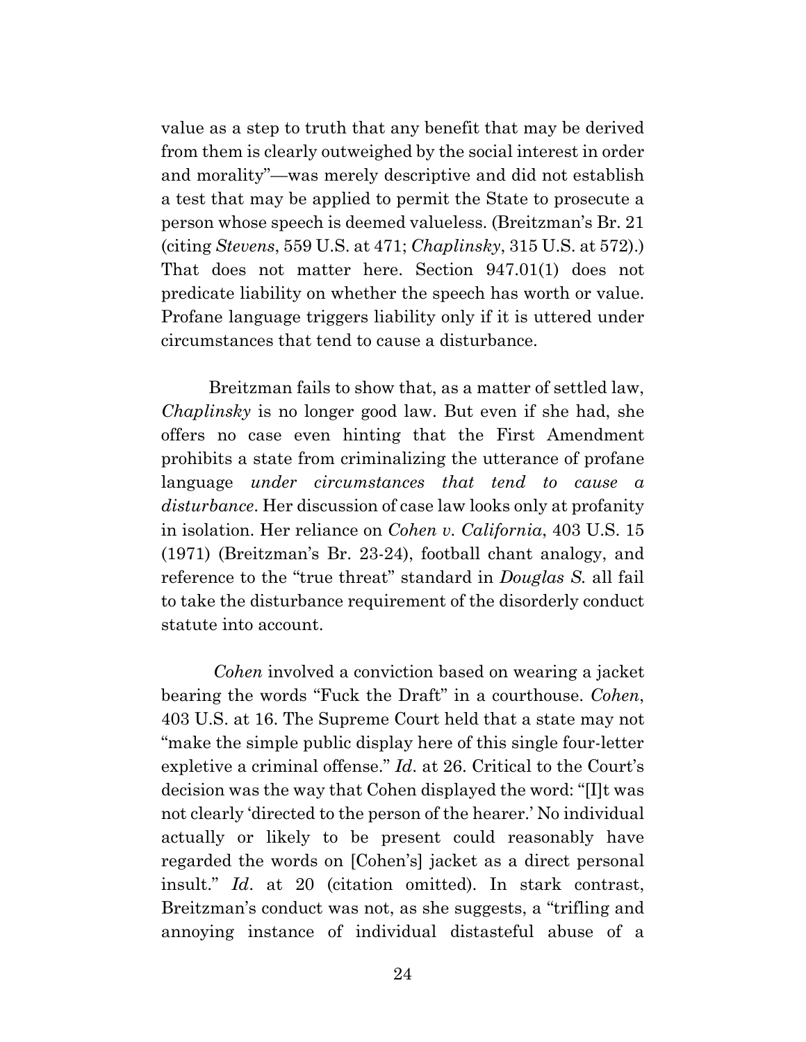value as a step to truth that any benefit that may be derived from them is clearly outweighed by the social interest in order and morality"—was merely descriptive and did not establish a test that may be applied to permit the State to prosecute a person whose speech is deemed valueless. (Breitzman's Br. 21 (citing *Stevens*, 559 U.S. at 471; *Chaplinsky*, 315 U.S. at 572).) That does not matter here. Section 947.01(1) does not predicate liability on whether the speech has worth or value. Profane language triggers liability only if it is uttered under circumstances that tend to cause a disturbance.

Breitzman fails to show that, as a matter of settled law, *Chaplinsky* is no longer good law. But even if she had, she offers no case even hinting that the First Amendment prohibits a state from criminalizing the utterance of profane language *under circumstances that tend to cause a disturbance*. Her discussion of case law looks only at profanity in isolation. Her reliance on *Cohen v. California*, 403 U.S. 15 (1971) (Breitzman's Br. 23-24), football chant analogy, and reference to the "true threat" standard in *Douglas S.* all fail to take the disturbance requirement of the disorderly conduct statute into account.

*Cohen* involved a conviction based on wearing a jacket bearing the words "Fuck the Draft" in a courthouse. *Cohen*, 403 U.S. at 16. The Supreme Court held that a state may not "make the simple public display here of this single four-letter expletive a criminal offense." *Id*. at 26. Critical to the Court's decision was the way that Cohen displayed the word: "[I]t was not clearly 'directed to the person of the hearer.' No individual actually or likely to be present could reasonably have regarded the words on [Cohen's] jacket as a direct personal insult." *Id*. at 20 (citation omitted). In stark contrast, Breitzman's conduct was not, as she suggests, a "trifling and annoying instance of individual distasteful abuse of a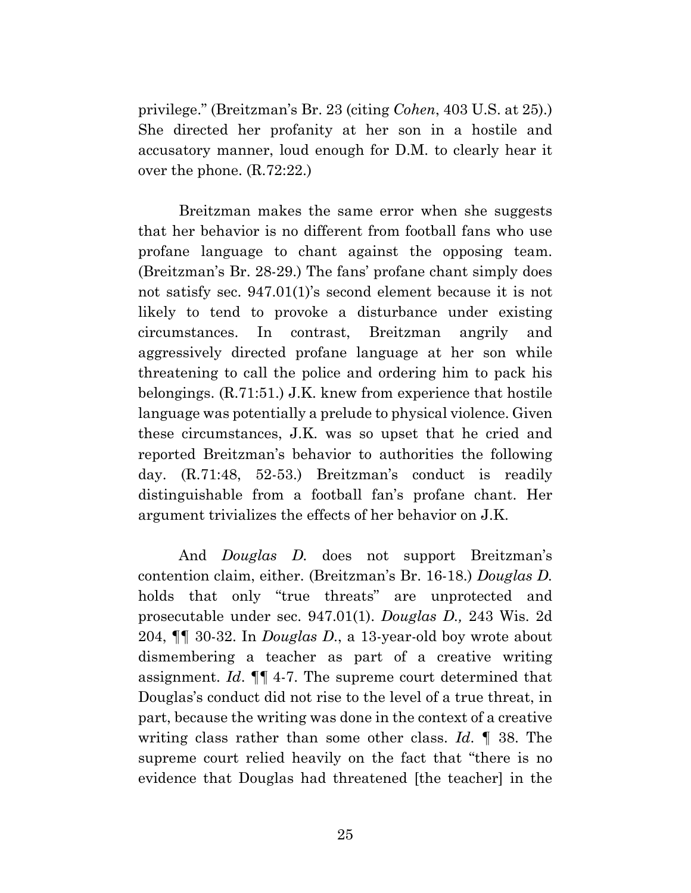privilege." (Breitzman's Br. 23 (citing *Cohen*, 403 U.S. at 25).) She directed her profanity at her son in a hostile and accusatory manner, loud enough for D.M. to clearly hear it over the phone. (R.72:22.)

Breitzman makes the same error when she suggests that her behavior is no different from football fans who use profane language to chant against the opposing team. (Breitzman's Br. 28-29.) The fans' profane chant simply does not satisfy sec. 947.01(1)'s second element because it is not likely to tend to provoke a disturbance under existing circumstances. In contrast, Breitzman angrily and aggressively directed profane language at her son while threatening to call the police and ordering him to pack his belongings. (R.71:51.) J.K. knew from experience that hostile language was potentially a prelude to physical violence. Given these circumstances, J.K. was so upset that he cried and reported Breitzman's behavior to authorities the following day. (R.71:48, 52-53.) Breitzman's conduct is readily distinguishable from a football fan's profane chant. Her argument trivializes the effects of her behavior on J.K.

And *Douglas D.* does not support Breitzman's contention claim, either. (Breitzman's Br. 16-18.) *Douglas D.* holds that only "true threats" are unprotected and prosecutable under sec. 947.01(1). *Douglas D.,* 243 Wis. 2d 204, ¶¶ 30-32. In *Douglas D.*, a 13-year-old boy wrote about dismembering a teacher as part of a creative writing assignment. *Id*. ¶¶ 4-7. The supreme court determined that Douglas's conduct did not rise to the level of a true threat, in part, because the writing was done in the context of a creative writing class rather than some other class. *Id*. ¶ 38. The supreme court relied heavily on the fact that "there is no evidence that Douglas had threatened [the teacher] in the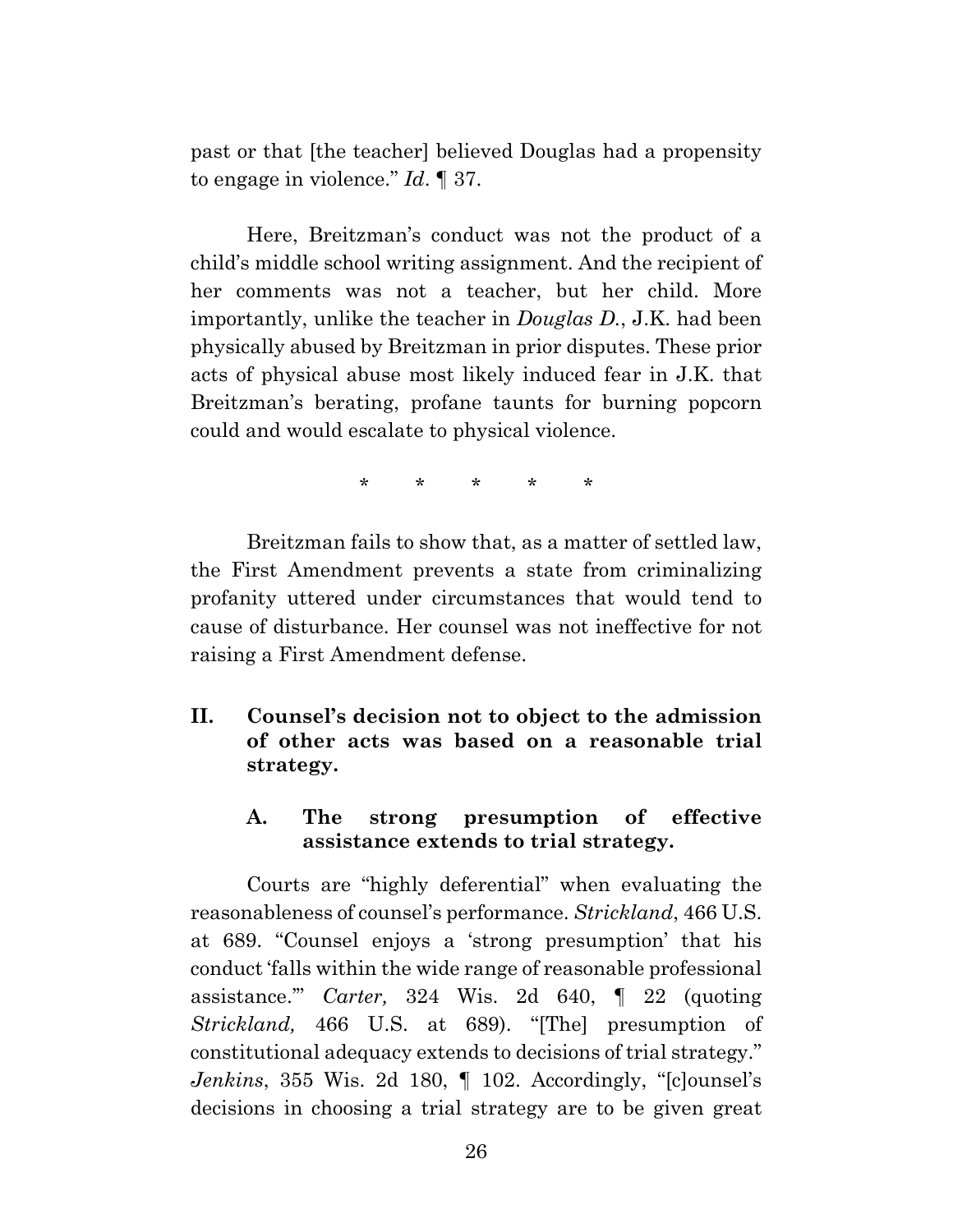past or that [the teacher] believed Douglas had a propensity to engage in violence." *Id*. ¶ 37.

Here, Breitzman's conduct was not the product of a child's middle school writing assignment. And the recipient of her comments was not a teacher, but her child. More importantly, unlike the teacher in *Douglas D.*, J.K. had been physically abused by Breitzman in prior disputes. These prior acts of physical abuse most likely induced fear in J.K. that Breitzman's berating, profane taunts for burning popcorn could and would escalate to physical violence.

\* \* \* \* \*

Breitzman fails to show that, as a matter of settled law, the First Amendment prevents a state from criminalizing profanity uttered under circumstances that would tend to cause of disturbance. Her counsel was not ineffective for not raising a First Amendment defense.

## II. Counsel's decision not to object to the admission of other acts was based on a reasonable trial strategy.

### A. The strong presumption of effective assistance extends to trial strategy.

Courts are "highly deferential" when evaluating the reasonableness of counsel's performance. *Strickland*, 466 U.S. at 689. "Counsel enjoys a 'strong presumption' that his conduct 'falls within the wide range of reasonable professional assistance.'" *Carter,* 324 Wis. 2d 640, ¶ 22 (quoting *Strickland,* 466 U.S. at 689). "[The] presumption of constitutional adequacy extends to decisions of trial strategy." *Jenkins*, 355 Wis. 2d 180, ¶ 102. Accordingly, "[c]ounsel's decisions in choosing a trial strategy are to be given great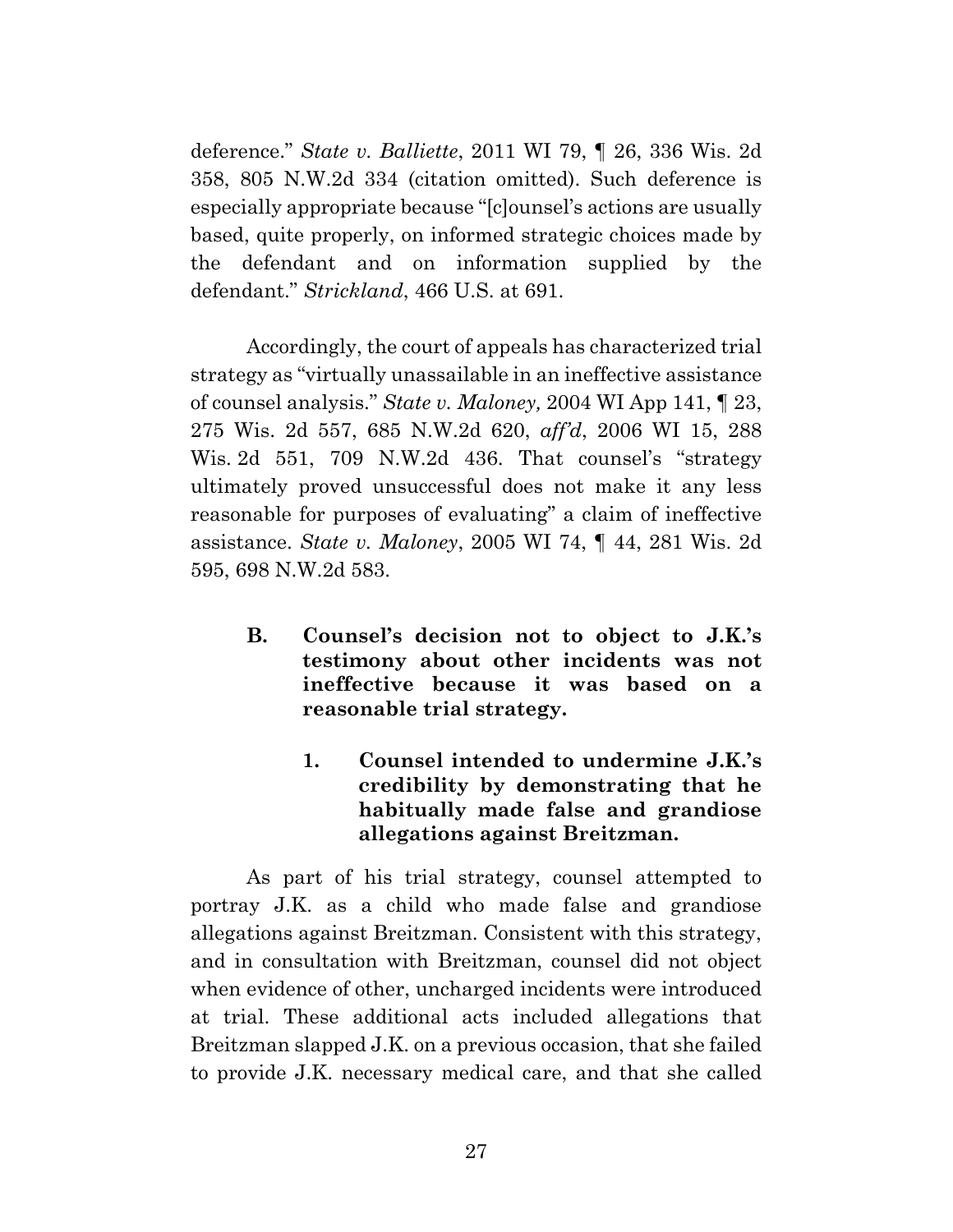deference." *State v. Balliette*, 2011 WI 79, ¶ 26, 336 Wis. 2d 358, 805 N.W.2d 334 (citation omitted). Such deference is especially appropriate because "[c]ounsel's actions are usually based, quite properly, on informed strategic choices made by the defendant and on information supplied by the defendant." *Strickland*, 466 U.S. at 691.

Accordingly, the court of appeals has characterized trial strategy as "virtually unassailable in an ineffective assistance of counsel analysis." *State v. Maloney,* 2004 WI App 141, ¶ 23, 275 Wis. 2d 557, 685 N.W.2d 620, *aff'd*, 2006 WI 15, 288 Wis. 2d 551, 709 N.W.2d 436. That counsel's "strategy ultimately proved unsuccessful does not make it any less reasonable for purposes of evaluating" a claim of ineffective assistance. *State v. Maloney*, 2005 WI 74, ¶ 44, 281 Wis. 2d 595, 698 N.W.2d 583.

### B. Counsel's decision not to object to J.K.'s testimony about other incidents was not ineffective because it was based on a reasonable trial strategy.

#### 1. Counsel intended to undermine J.K.'s credibility by demonstrating that he habitually made false and grandiose allegations against Breitzman.

As part of his trial strategy, counsel attempted to portray J.K. as a child who made false and grandiose allegations against Breitzman. Consistent with this strategy, and in consultation with Breitzman, counsel did not object when evidence of other, uncharged incidents were introduced at trial. These additional acts included allegations that Breitzman slapped J.K. on a previous occasion, that she failed to provide J.K. necessary medical care, and that she called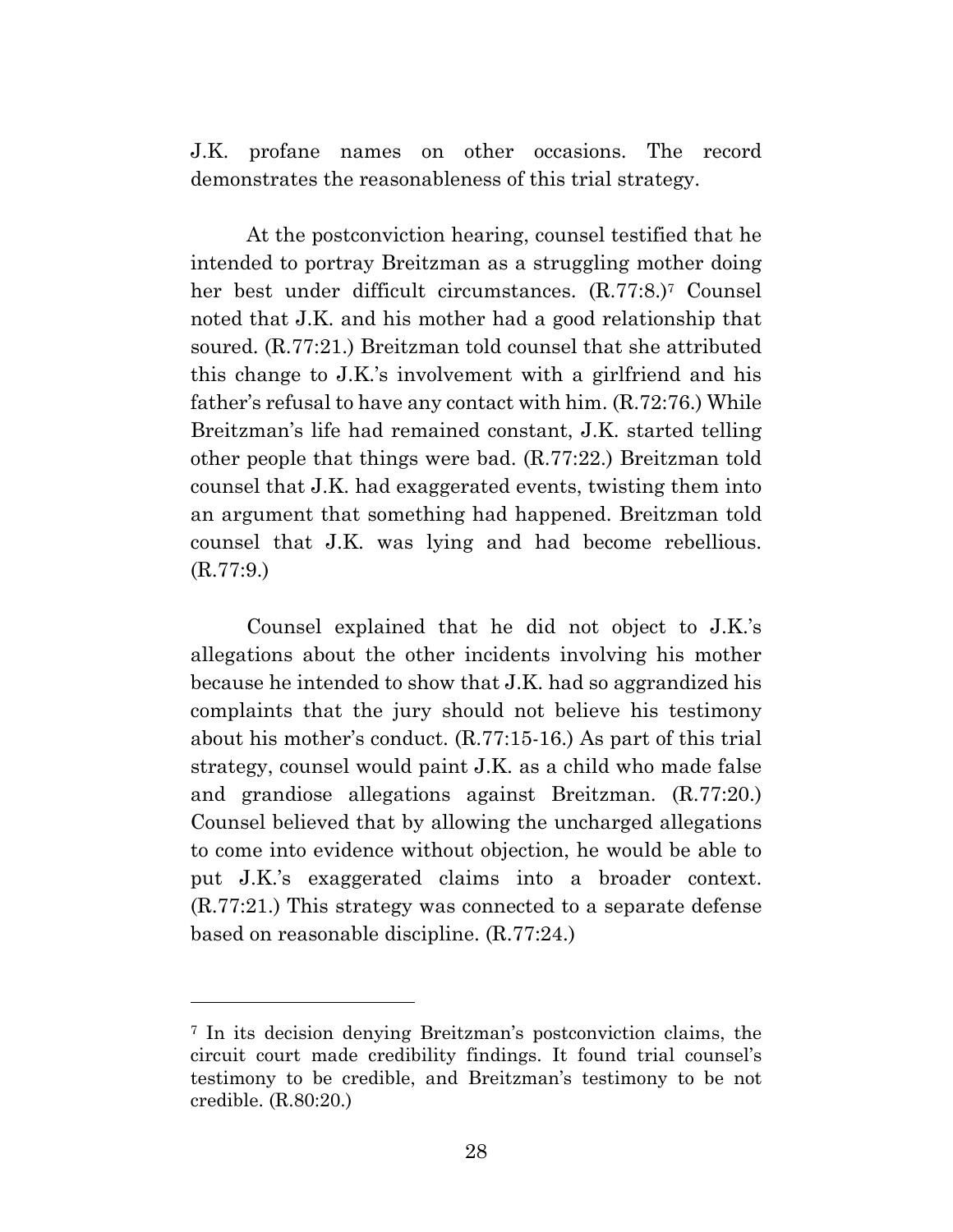J.K. profane names on other occasions. The record demonstrates the reasonableness of this trial strategy.

At the postconviction hearing, counsel testified that he intended to portray Breitzman as a struggling mother doing her best under difficult circumstances. (R.77:8.)[7] Counsel noted that J.K. and his mother had a good relationship that soured. (R.77:21.) Breitzman told counsel that she attributed this change to J.K.'s involvement with a girlfriend and his father's refusal to have any contact with him. (R.72:76.) While Breitzman's life had remained constant, J.K. started telling other people that things were bad. (R.77:22.) Breitzman told counsel that J.K. had exaggerated events, twisting them into an argument that something had happened. Breitzman told counsel that J.K. was lying and had become rebellious. (R.77:9.)

Counsel explained that he did not object to J.K.'s allegations about the other incidents involving his mother because he intended to show that J.K. had so aggrandized his complaints that the jury should not believe his testimony about his mother's conduct. (R.77:15-16.) As part of this trial strategy, counsel would paint J.K. as a child who made false and grandiose allegations against Breitzman. (R.77:20.) Counsel believed that by allowing the uncharged allegations to come into evidence without objection, he would be able to put J.K.'s exaggerated claims into a broader context. (R.77:21.) This strategy was connected to a separate defense based on reasonable discipline. (R.77:24.)

---

[7] In its decision denying Breitzman's postconviction claims, the circuit court made credibility findings. It found trial counsel's testimony to be credible, and Breitzman's testimony to be not credible. (R.80:20.)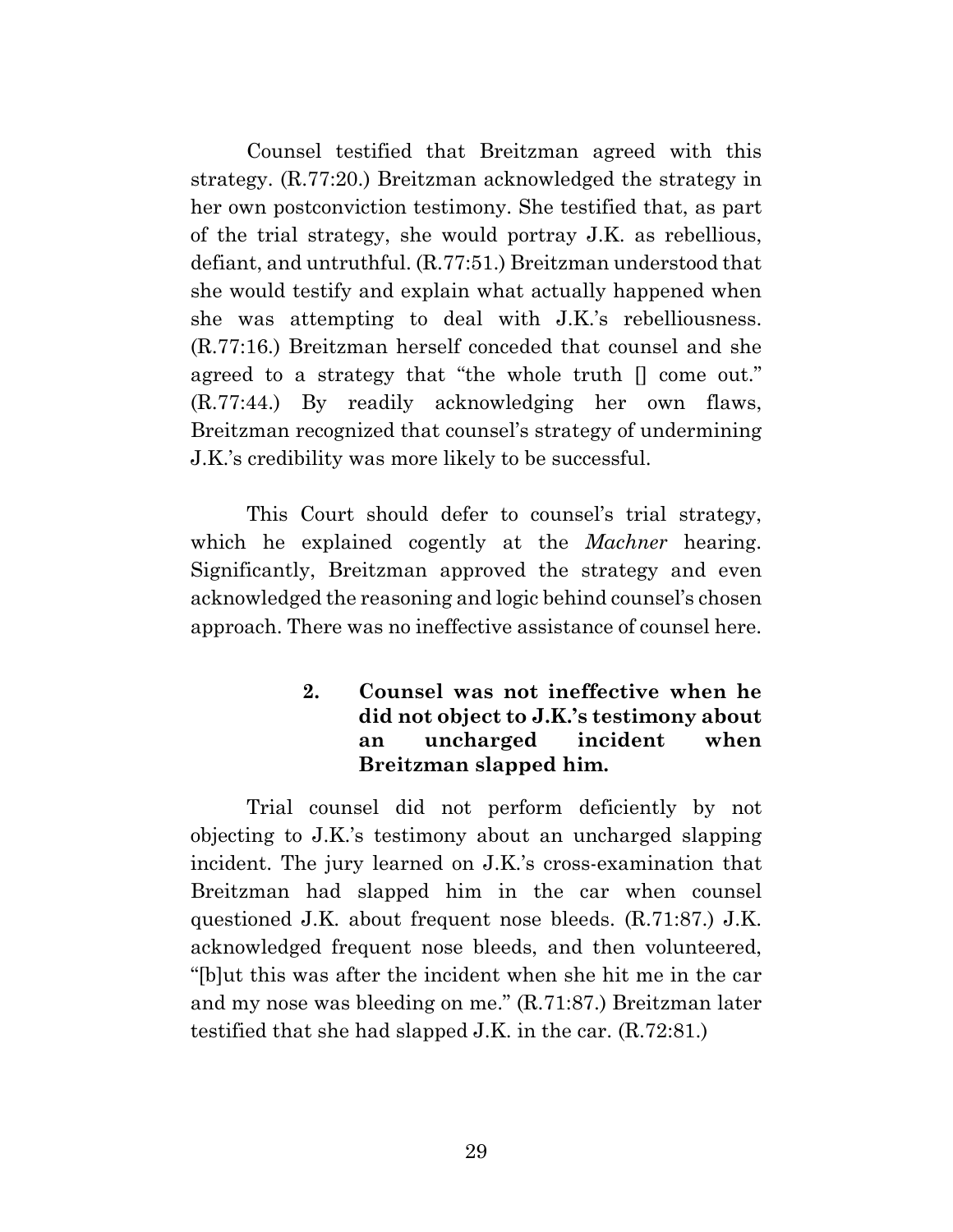Counsel testified that Breitzman agreed with this strategy. (R.77:20.) Breitzman acknowledged the strategy in her own postconviction testimony. She testified that, as part of the trial strategy, she would portray J.K. as rebellious, defiant, and untruthful. (R.77:51.) Breitzman understood that she would testify and explain what actually happened when she was attempting to deal with J.K.'s rebelliousness. (R.77:16.) Breitzman herself conceded that counsel and she agreed to a strategy that "the whole truth [] come out." (R.77:44.) By readily acknowledging her own flaws, Breitzman recognized that counsel's strategy of undermining J.K.'s credibility was more likely to be successful.

This Court should defer to counsel's trial strategy, which he explained cogently at the *Machner* hearing. Significantly, Breitzman approved the strategy and even acknowledged the reasoning and logic behind counsel's chosen approach. There was no ineffective assistance of counsel here.

#### 2. Counsel was not ineffective when he did not object to J.K.'s testimony about an uncharged incident when Breitzman slapped him.

Trial counsel did not perform deficiently by not objecting to J.K.'s testimony about an uncharged slapping incident. The jury learned on J.K.'s cross-examination that Breitzman had slapped him in the car when counsel questioned J.K. about frequent nose bleeds. (R.71:87.) J.K. acknowledged frequent nose bleeds, and then volunteered, "[b]ut this was after the incident when she hit me in the car and my nose was bleeding on me." (R.71:87.) Breitzman later testified that she had slapped J.K. in the car. (R.72:81.)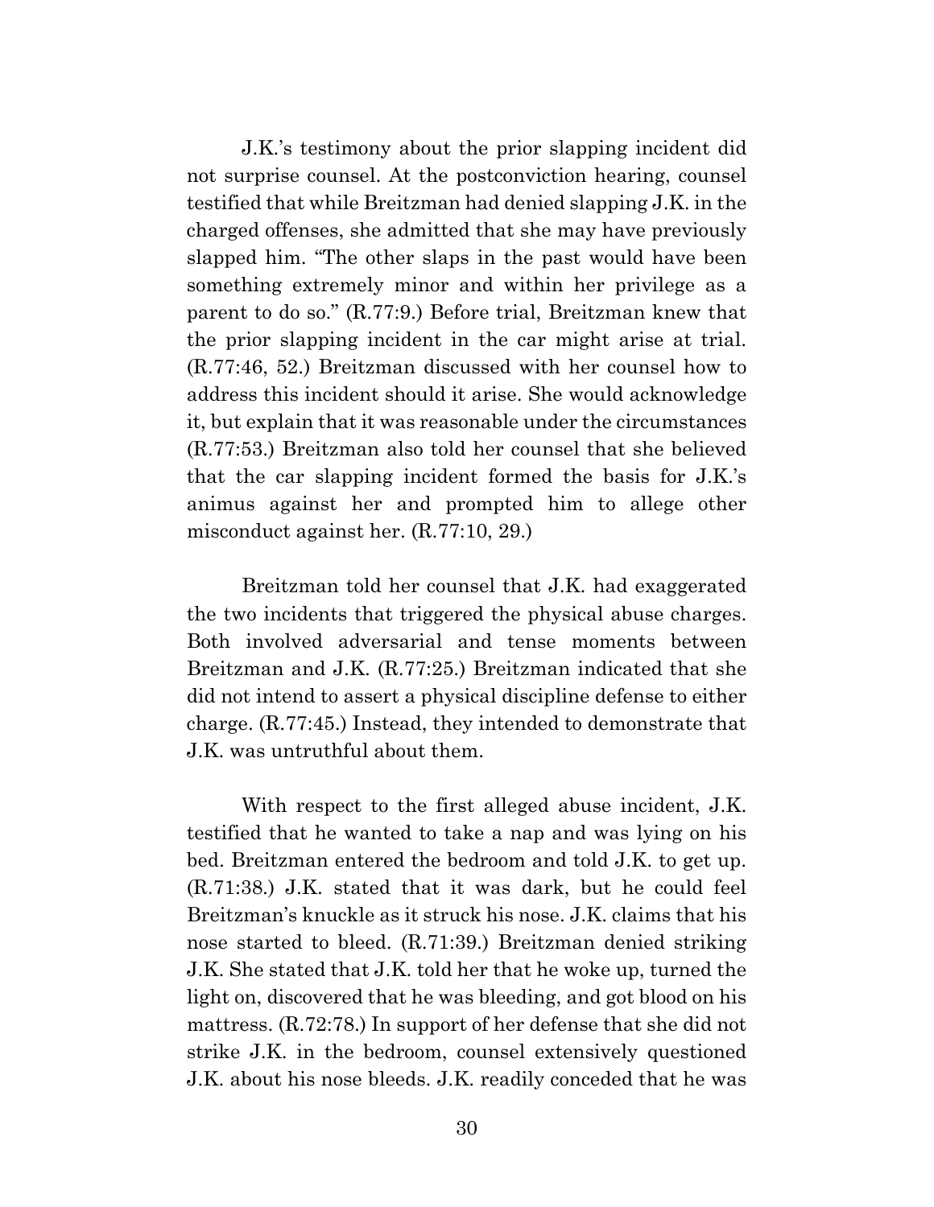J.K.'s testimony about the prior slapping incident did not surprise counsel. At the postconviction hearing, counsel testified that while Breitzman had denied slapping J.K. in the charged offenses, she admitted that she may have previously slapped him. "The other slaps in the past would have been something extremely minor and within her privilege as a parent to do so." (R.77:9.) Before trial, Breitzman knew that the prior slapping incident in the car might arise at trial. (R.77:46, 52.) Breitzman discussed with her counsel how to address this incident should it arise. She would acknowledge it, but explain that it was reasonable under the circumstances (R.77:53.) Breitzman also told her counsel that she believed that the car slapping incident formed the basis for J.K.'s animus against her and prompted him to allege other misconduct against her. (R.77:10, 29.)

Breitzman told her counsel that J.K. had exaggerated the two incidents that triggered the physical abuse charges. Both involved adversarial and tense moments between Breitzman and J.K. (R.77:25.) Breitzman indicated that she did not intend to assert a physical discipline defense to either charge. (R.77:45.) Instead, they intended to demonstrate that J.K. was untruthful about them.

With respect to the first alleged abuse incident, J.K. testified that he wanted to take a nap and was lying on his bed. Breitzman entered the bedroom and told J.K. to get up. (R.71:38.) J.K. stated that it was dark, but he could feel Breitzman's knuckle as it struck his nose. J.K. claims that his nose started to bleed. (R.71:39.) Breitzman denied striking J.K. She stated that J.K. told her that he woke up, turned the light on, discovered that he was bleeding, and got blood on his mattress. (R.72:78.) In support of her defense that she did not strike J.K. in the bedroom, counsel extensively questioned J.K. about his nose bleeds. J.K. readily conceded that he was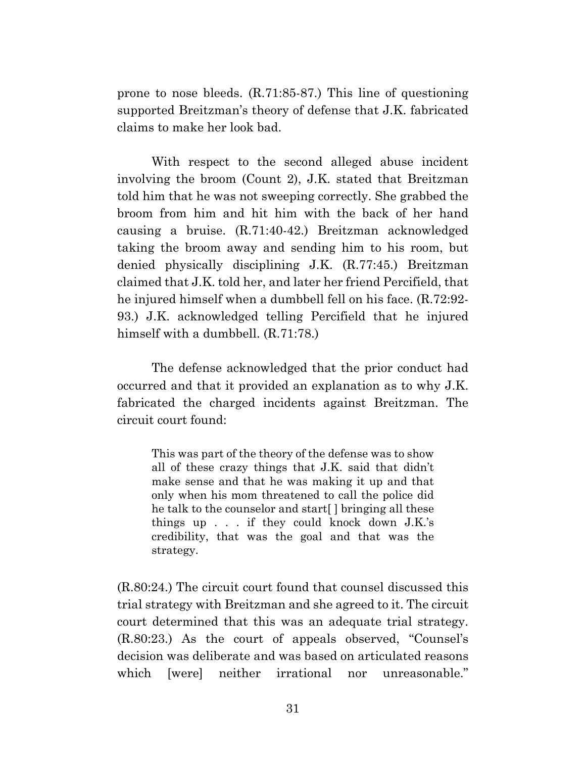prone to nose bleeds. (R.71:85-87.) This line of questioning supported Breitzman's theory of defense that J.K. fabricated claims to make her look bad.

With respect to the second alleged abuse incident involving the broom (Count 2), J.K. stated that Breitzman told him that he was not sweeping correctly. She grabbed the broom from him and hit him with the back of her hand causing a bruise. (R.71:40-42.) Breitzman acknowledged taking the broom away and sending him to his room, but denied physically disciplining J.K. (R.77:45.) Breitzman claimed that J.K. told her, and later her friend Percifield, that he injured himself when a dumbbell fell on his face. (R.72:92-93.) J.K. acknowledged telling Percifield that he injured himself with a dumbbell. (R.71:78.)

The defense acknowledged that the prior conduct had occurred and that it provided an explanation as to why J.K. fabricated the charged incidents against Breitzman. The circuit court found:

> This was part of the theory of the defense was to show all of these crazy things that J.K. said that didn't make sense and that he was making it up and that only when his mom threatened to call the police did he talk to the counselor and start[ ] bringing all these things up . . . if they could knock down J.K.'s credibility, that was the goal and that was the strategy.

(R.80:24.) The circuit court found that counsel discussed this trial strategy with Breitzman and she agreed to it. The circuit court determined that this was an adequate trial strategy. (R.80:23.) As the court of appeals observed, "Counsel's decision was deliberate and was based on articulated reasons which [were] neither irrational nor unreasonable."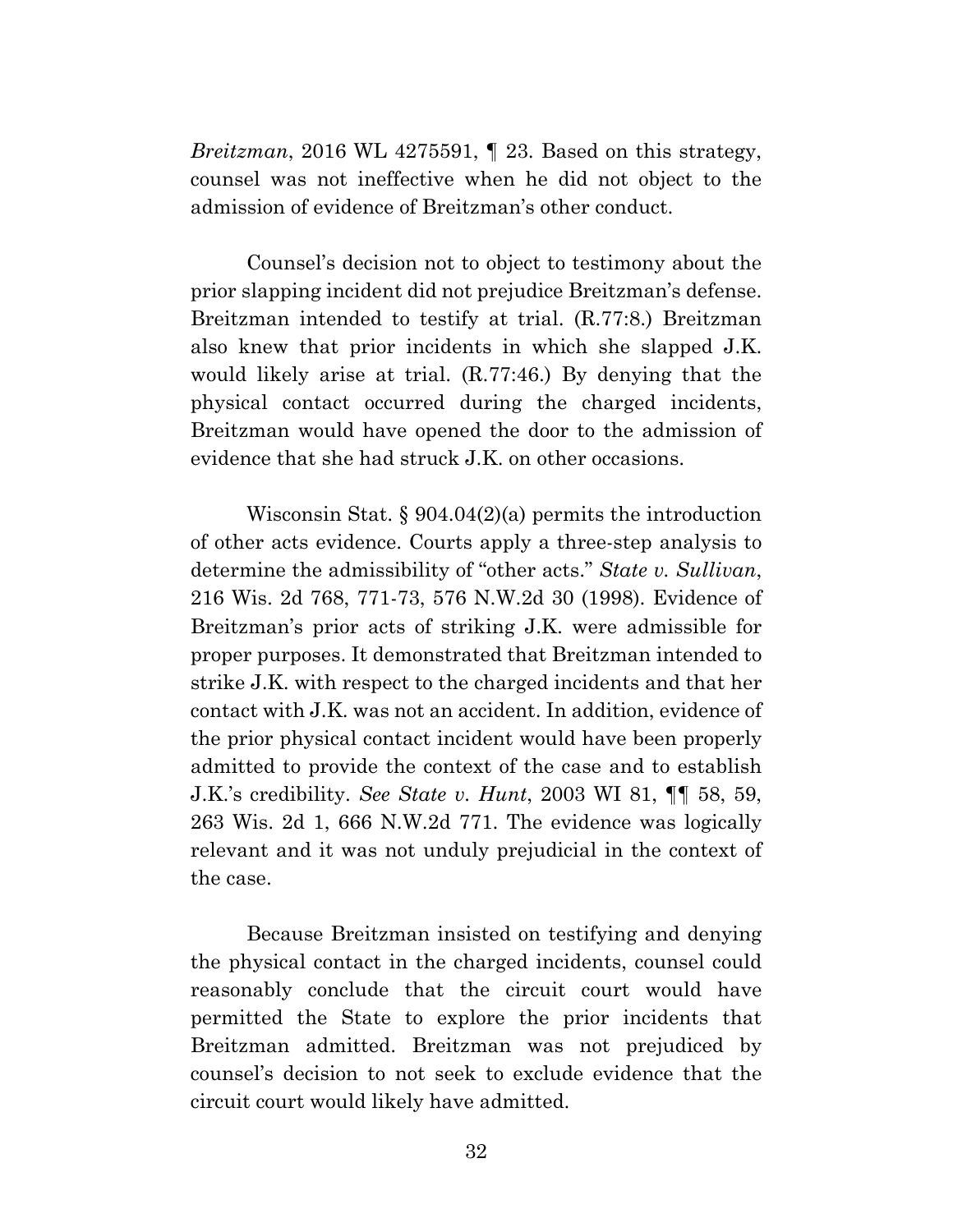*Breitzman*, 2016 WL 4275591, ¶ 23. Based on this strategy, counsel was not ineffective when he did not object to the admission of evidence of Breitzman's other conduct.

Counsel's decision not to object to testimony about the prior slapping incident did not prejudice Breitzman's defense. Breitzman intended to testify at trial. (R.77:8.) Breitzman also knew that prior incidents in which she slapped J.K. would likely arise at trial. (R.77:46.) By denying that the physical contact occurred during the charged incidents, Breitzman would have opened the door to the admission of evidence that she had struck J.K. on other occasions.

Wisconsin Stat. § 904.04(2)(a) permits the introduction of other acts evidence. Courts apply a three-step analysis to determine the admissibility of "other acts." *State v. Sullivan*, 216 Wis. 2d 768, 771-73, 576 N.W.2d 30 (1998). Evidence of Breitzman's prior acts of striking J.K. were admissible for proper purposes. It demonstrated that Breitzman intended to strike J.K. with respect to the charged incidents and that her contact with J.K. was not an accident. In addition, evidence of the prior physical contact incident would have been properly admitted to provide the context of the case and to establish J.K.'s credibility. *See State v. Hunt*, 2003 WI 81, ¶¶ 58, 59, 263 Wis. 2d 1, 666 N.W.2d 771. The evidence was logically relevant and it was not unduly prejudicial in the context of the case.

Because Breitzman insisted on testifying and denying the physical contact in the charged incidents, counsel could reasonably conclude that the circuit court would have permitted the State to explore the prior incidents that Breitzman admitted. Breitzman was not prejudiced by counsel's decision to not seek to exclude evidence that the circuit court would likely have admitted.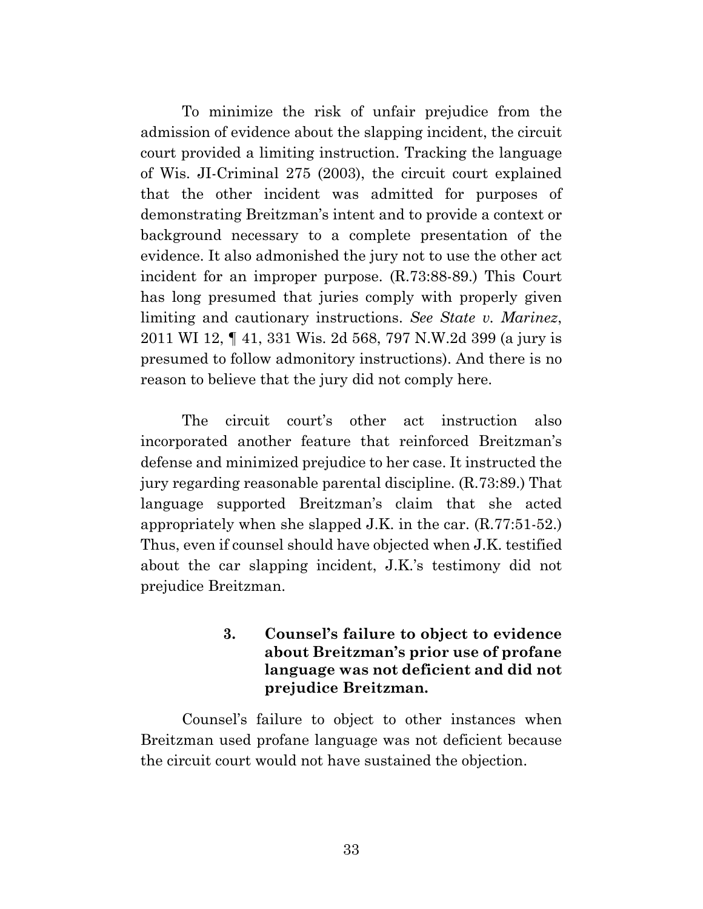To minimize the risk of unfair prejudice from the admission of evidence about the slapping incident, the circuit court provided a limiting instruction. Tracking the language of Wis. JI-Criminal 275 (2003), the circuit court explained that the other incident was admitted for purposes of demonstrating Breitzman's intent and to provide a context or background necessary to a complete presentation of the evidence. It also admonished the jury not to use the other act incident for an improper purpose. (R.73:88-89.) This Court has long presumed that juries comply with properly given limiting and cautionary instructions. *See State v. Marinez*, 2011 WI 12, ¶ 41, 331 Wis. 2d 568, 797 N.W.2d 399 (a jury is presumed to follow admonitory instructions). And there is no reason to believe that the jury did not comply here.

The circuit court's other act instruction also incorporated another feature that reinforced Breitzman's defense and minimized prejudice to her case. It instructed the jury regarding reasonable parental discipline. (R.73:89.) That language supported Breitzman's claim that she acted appropriately when she slapped J.K. in the car. (R.77:51-52.) Thus, even if counsel should have objected when J.K. testified about the car slapping incident, J.K.'s testimony did not prejudice Breitzman.

#### 3. Counsel's failure to object to evidence about Breitzman's prior use of profane language was not deficient and did not prejudice Breitzman.

Counsel's failure to object to other instances when Breitzman used profane language was not deficient because the circuit court would not have sustained the objection.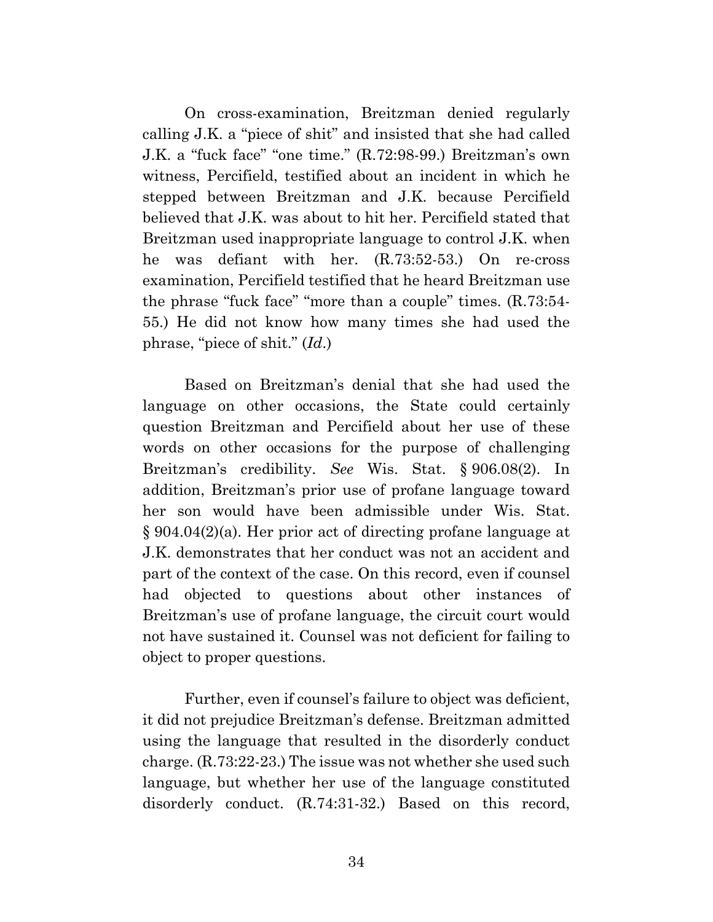On cross-examination, Breitzman denied regularly calling J.K. a "piece of shit" and insisted that she had called J.K. a "fuck face" "one time." (R.72:98-99.) Breitzman's own witness, Percifield, testified about an incident in which he stepped between Breitzman and J.K. because Percifield believed that J.K. was about to hit her. Percifield stated that Breitzman used inappropriate language to control J.K. when he was defiant with her. (R.73:52-53.) On re-cross examination, Percifield testified that he heard Breitzman use the phrase "fuck face" "more than a couple" times. (R.73:54-55.) He did not know how many times she had used the phrase, "piece of shit." (*Id*.)

Based on Breitzman's denial that she had used the language on other occasions, the State could certainly question Breitzman and Percifield about her use of these words on other occasions for the purpose of challenging Breitzman's credibility. *See* Wis. Stat. § 906.08(2). In addition, Breitzman's prior use of profane language toward her son would have been admissible under Wis. Stat. § 904.04(2)(a). Her prior act of directing profane language at J.K. demonstrates that her conduct was not an accident and part of the context of the case. On this record, even if counsel had objected to questions about other instances of Breitzman's use of profane language, the circuit court would not have sustained it. Counsel was not deficient for failing to object to proper questions.

Further, even if counsel's failure to object was deficient, it did not prejudice Breitzman's defense. Breitzman admitted using the language that resulted in the disorderly conduct charge. (R.73:22-23.) The issue was not whether she used such language, but whether her use of the language constituted disorderly conduct. (R.74:31-32.) Based on this record,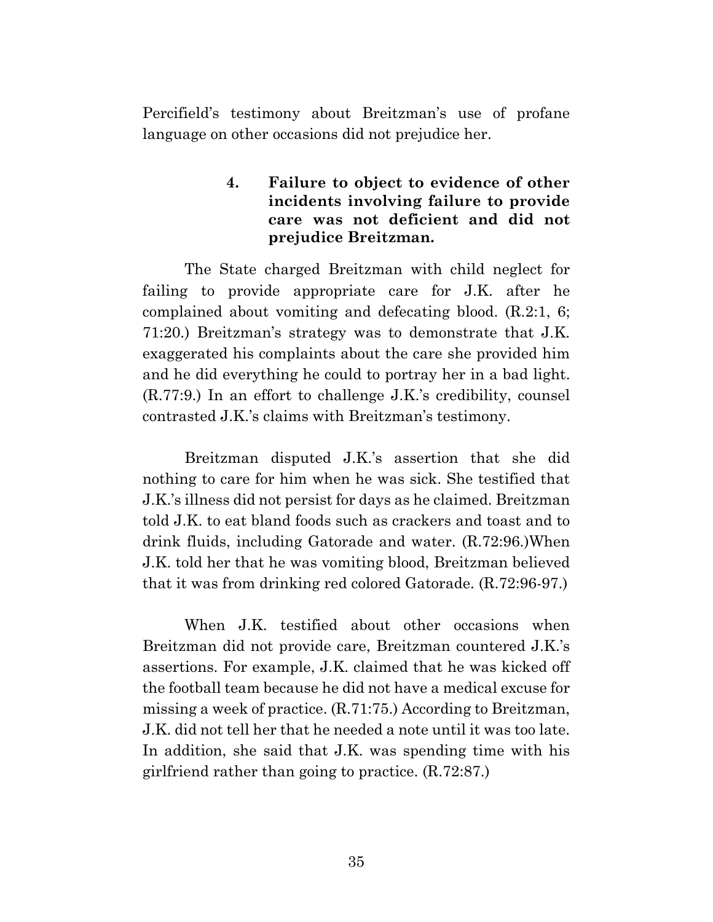Percifield's testimony about Breitzman's use of profane language on other occasions did not prejudice her.

#### 4. Failure to object to evidence of other incidents involving failure to provide care was not deficient and did not prejudice Breitzman.

The State charged Breitzman with child neglect for failing to provide appropriate care for J.K. after he complained about vomiting and defecating blood. (R.2:1, 6; 71:20.) Breitzman's strategy was to demonstrate that J.K. exaggerated his complaints about the care she provided him and he did everything he could to portray her in a bad light. (R.77:9.) In an effort to challenge J.K.'s credibility, counsel contrasted J.K.'s claims with Breitzman's testimony.

Breitzman disputed J.K.'s assertion that she did nothing to care for him when he was sick. She testified that J.K.'s illness did not persist for days as he claimed. Breitzman told J.K. to eat bland foods such as crackers and toast and to drink fluids, including Gatorade and water. (R.72:96.)When J.K. told her that he was vomiting blood, Breitzman believed that it was from drinking red colored Gatorade. (R.72:96-97.)

When J.K. testified about other occasions when Breitzman did not provide care, Breitzman countered J.K.'s assertions. For example, J.K. claimed that he was kicked off the football team because he did not have a medical excuse for missing a week of practice. (R.71:75.) According to Breitzman, J.K. did not tell her that he needed a note until it was too late. In addition, she said that J.K. was spending time with his girlfriend rather than going to practice. (R.72:87.)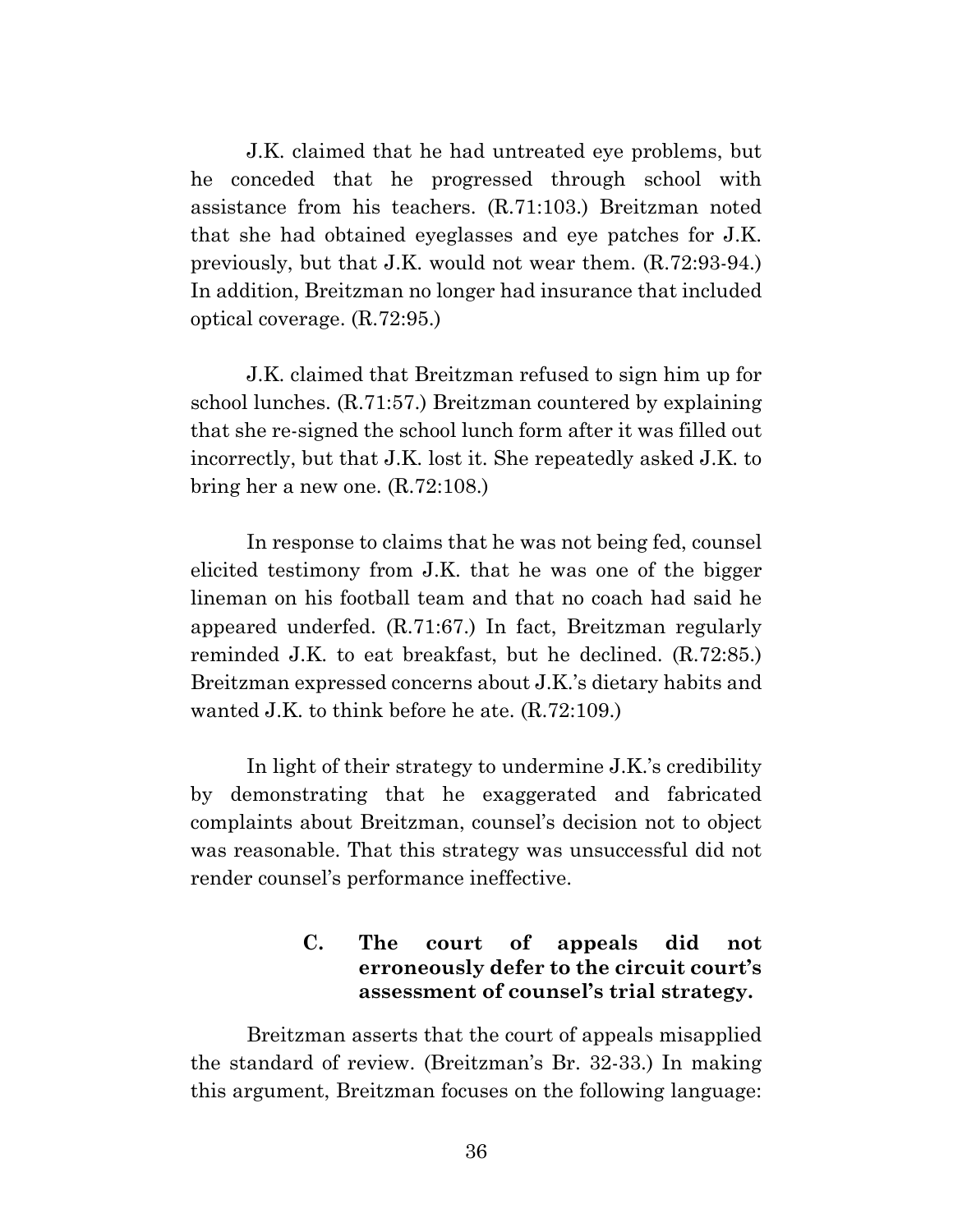J.K. claimed that he had untreated eye problems, but he conceded that he progressed through school with assistance from his teachers. (R.71:103.) Breitzman noted that she had obtained eyeglasses and eye patches for J.K. previously, but that J.K. would not wear them. (R.72:93-94.) In addition, Breitzman no longer had insurance that included optical coverage. (R.72:95.)

J.K. claimed that Breitzman refused to sign him up for school lunches. (R.71:57.) Breitzman countered by explaining that she re-signed the school lunch form after it was filled out incorrectly, but that J.K. lost it. She repeatedly asked J.K. to bring her a new one. (R.72:108.)

In response to claims that he was not being fed, counsel elicited testimony from J.K. that he was one of the bigger lineman on his football team and that no coach had said he appeared underfed. (R.71:67.) In fact, Breitzman regularly reminded J.K. to eat breakfast, but he declined. (R.72:85.) Breitzman expressed concerns about J.K.'s dietary habits and wanted J.K. to think before he ate. (R.72:109.)

In light of their strategy to undermine J.K.'s credibility by demonstrating that he exaggerated and fabricated complaints about Breitzman, counsel's decision not to object was reasonable. That this strategy was unsuccessful did not render counsel's performance ineffective.

### C. The court of appeals did not erroneously defer to the circuit court's assessment of counsel's trial strategy.

Breitzman asserts that the court of appeals misapplied the standard of review. (Breitzman's Br. 32-33.) In making this argument, Breitzman focuses on the following language: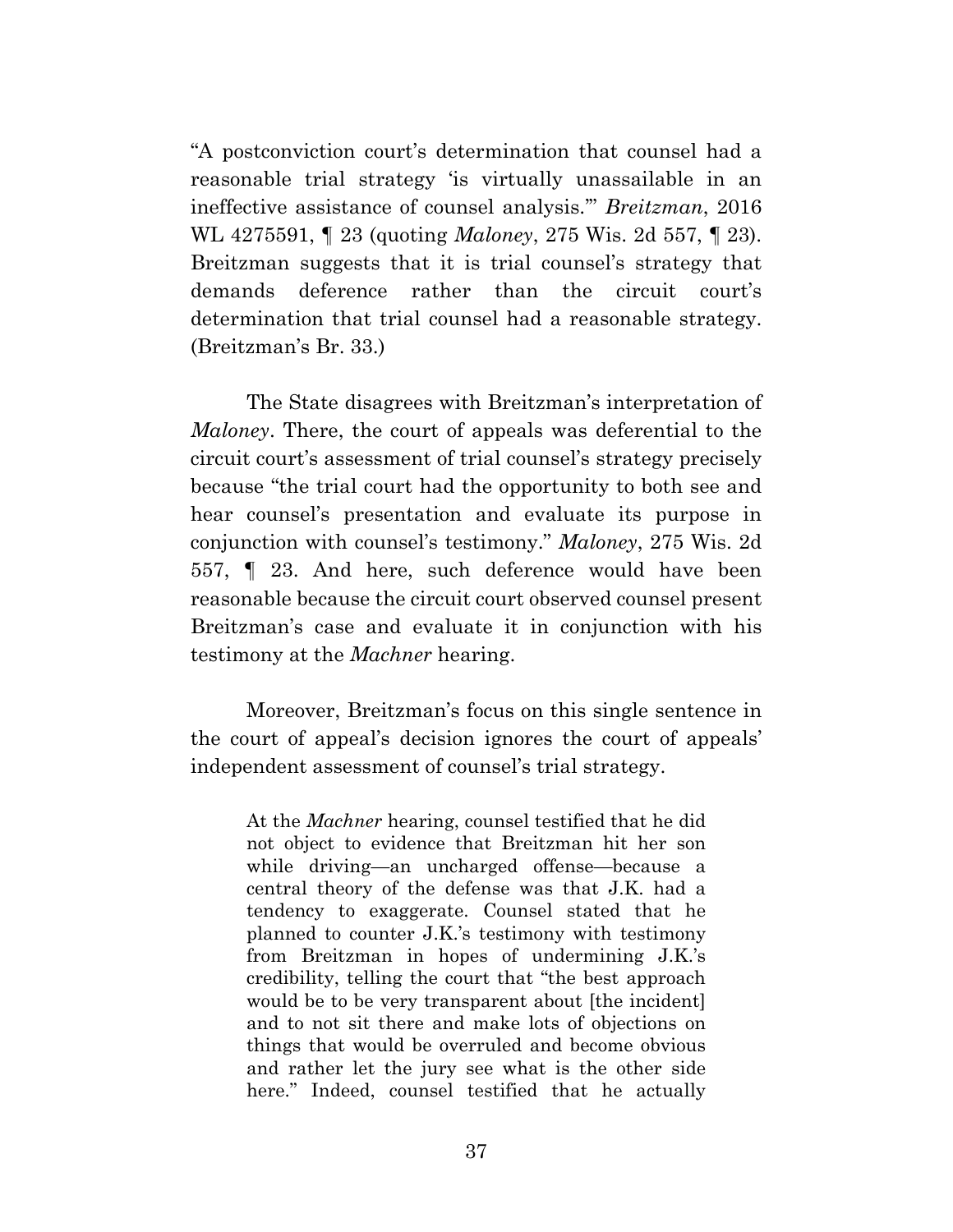"A postconviction court's determination that counsel had a reasonable trial strategy 'is virtually unassailable in an ineffective assistance of counsel analysis.'" *Breitzman*, 2016 WL 4275591, ¶ 23 (quoting *Maloney*, 275 Wis. 2d 557, ¶ 23). Breitzman suggests that it is trial counsel's strategy that demands deference rather than the circuit court's determination that trial counsel had a reasonable strategy. (Breitzman's Br. 33.)

The State disagrees with Breitzman's interpretation of *Maloney*. There, the court of appeals was deferential to the circuit court's assessment of trial counsel's strategy precisely because "the trial court had the opportunity to both see and hear counsel's presentation and evaluate its purpose in conjunction with counsel's testimony." *Maloney*, 275 Wis. 2d 557, ¶ 23. And here, such deference would have been reasonable because the circuit court observed counsel present Breitzman's case and evaluate it in conjunction with his testimony at the *Machner* hearing.

Moreover, Breitzman's focus on this single sentence in the court of appeal's decision ignores the court of appeals' independent assessment of counsel's trial strategy.

> At the *Machner* hearing, counsel testified that he did not object to evidence that Breitzman hit her son while driving—an uncharged offense—because a central theory of the defense was that J.K. had a tendency to exaggerate. Counsel stated that he planned to counter J.K.'s testimony with testimony from Breitzman in hopes of undermining J.K.'s credibility, telling the court that "the best approach would be to be very transparent about [the incident] and to not sit there and make lots of objections on things that would be overruled and become obvious and rather let the jury see what is the other side here." Indeed, counsel testified that he actually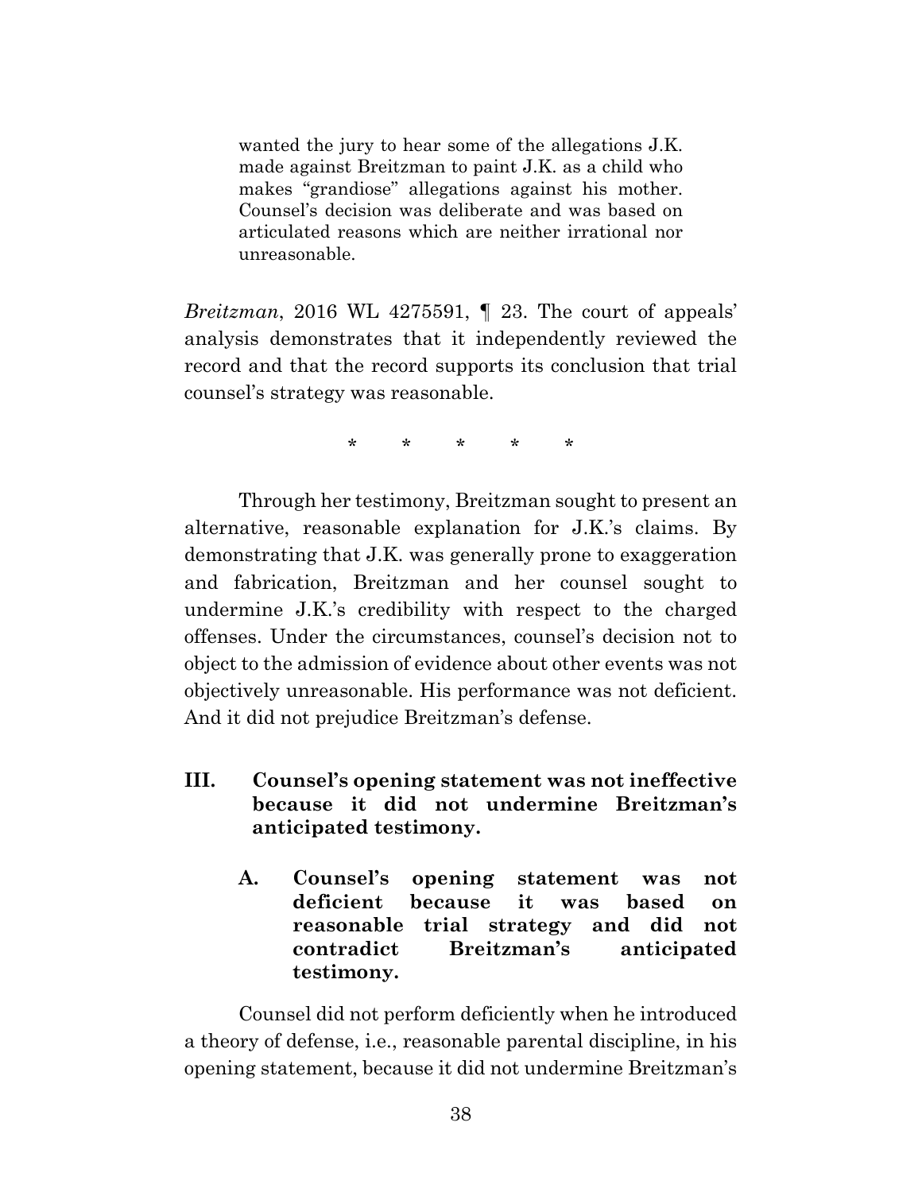> wanted the jury to hear some of the allegations J.K. made against Breitzman to paint J.K. as a child who makes "grandiose" allegations against his mother. Counsel's decision was deliberate and was based on articulated reasons which are neither irrational nor unreasonable.

*Breitzman*, 2016 WL 4275591, ¶ 23. The court of appeals' analysis demonstrates that it independently reviewed the record and that the record supports its conclusion that trial counsel's strategy was reasonable.

\* \* \* \* \*

Through her testimony, Breitzman sought to present an alternative, reasonable explanation for J.K.'s claims. By demonstrating that J.K. was generally prone to exaggeration and fabrication, Breitzman and her counsel sought to undermine J.K.'s credibility with respect to the charged offenses. Under the circumstances, counsel's decision not to object to the admission of evidence about other events was not objectively unreasonable. His performance was not deficient. And it did not prejudice Breitzman's defense.

## III. Counsel's opening statement was not ineffective because it did not undermine Breitzman's anticipated testimony.

### A. Counsel's opening statement was not deficient because it was based on reasonable trial strategy and did not contradict Breitzman's anticipated testimony.

Counsel did not perform deficiently when he introduced a theory of defense, i.e., reasonable parental discipline, in his opening statement, because it did not undermine Breitzman's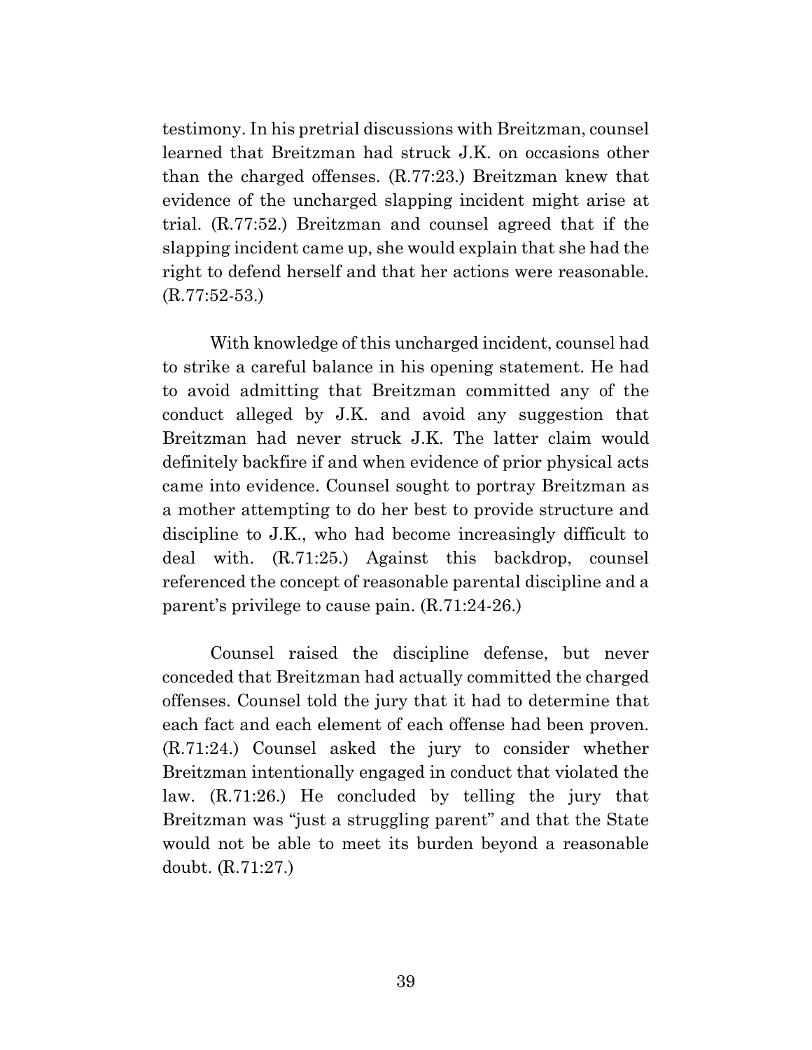testimony. In his pretrial discussions with Breitzman, counsel learned that Breitzman had struck J.K. on occasions other than the charged offenses. (R.77:23.) Breitzman knew that evidence of the uncharged slapping incident might arise at trial. (R.77:52.) Breitzman and counsel agreed that if the slapping incident came up, she would explain that she had the right to defend herself and that her actions were reasonable. (R.77:52-53.)

With knowledge of this uncharged incident, counsel had to strike a careful balance in his opening statement. He had to avoid admitting that Breitzman committed any of the conduct alleged by J.K. and avoid any suggestion that Breitzman had never struck J.K. The latter claim would definitely backfire if and when evidence of prior physical acts came into evidence. Counsel sought to portray Breitzman as a mother attempting to do her best to provide structure and discipline to J.K., who had become increasingly difficult to deal with. (R.71:25.) Against this backdrop, counsel referenced the concept of reasonable parental discipline and a parent's privilege to cause pain. (R.71:24-26.)

Counsel raised the discipline defense, but never conceded that Breitzman had actually committed the charged offenses. Counsel told the jury that it had to determine that each fact and each element of each offense had been proven. (R.71:24.) Counsel asked the jury to consider whether Breitzman intentionally engaged in conduct that violated the law. (R.71:26.) He concluded by telling the jury that Breitzman was "just a struggling parent" and that the State would not be able to meet its burden beyond a reasonable doubt. (R.71:27.)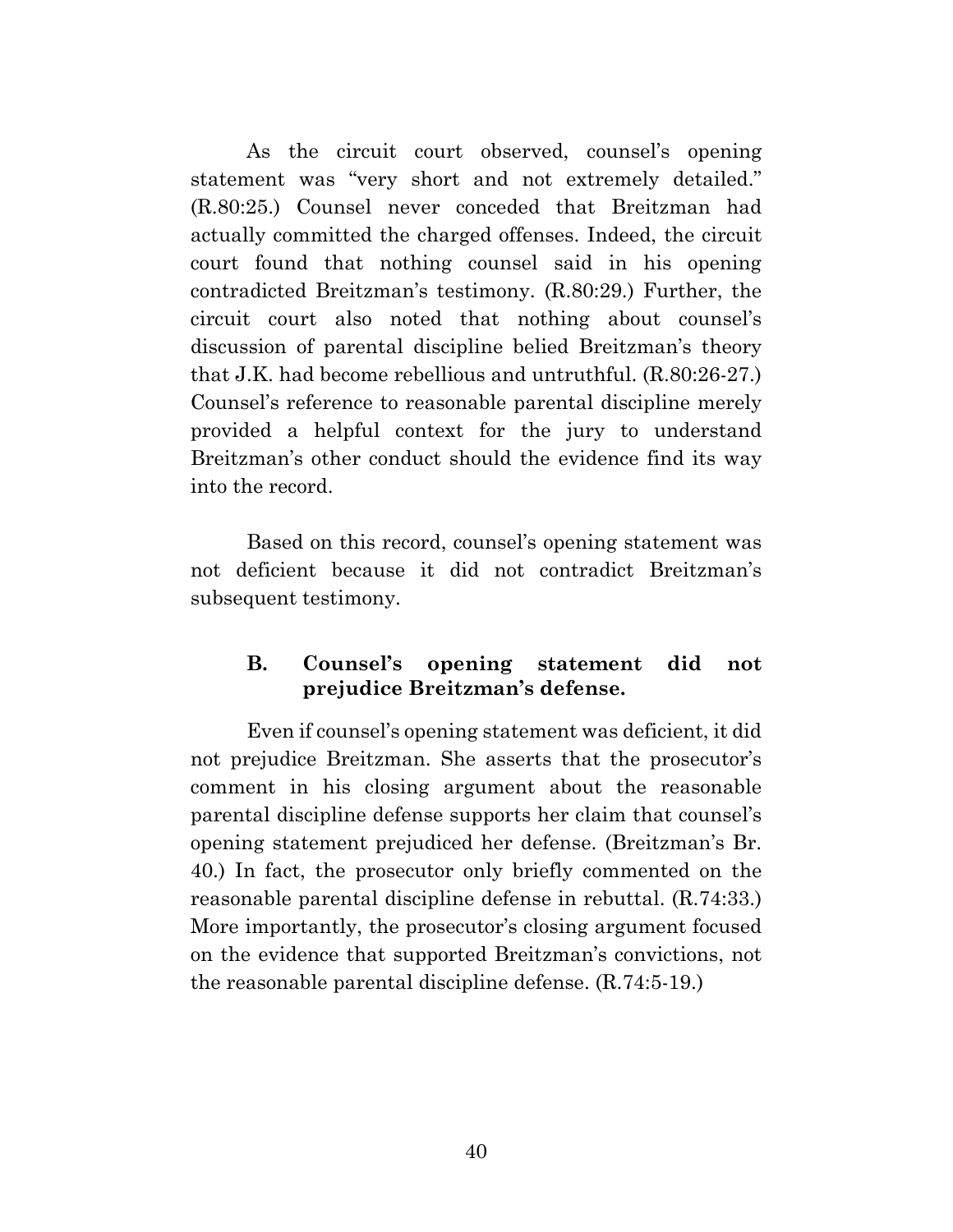As the circuit court observed, counsel's opening statement was "very short and not extremely detailed." (R.80:25.) Counsel never conceded that Breitzman had actually committed the charged offenses. Indeed, the circuit court found that nothing counsel said in his opening contradicted Breitzman's testimony. (R.80:29.) Further, the circuit court also noted that nothing about counsel's discussion of parental discipline belied Breitzman's theory that J.K. had become rebellious and untruthful. (R.80:26-27.) Counsel's reference to reasonable parental discipline merely provided a helpful context for the jury to understand Breitzman's other conduct should the evidence find its way into the record.

Based on this record, counsel's opening statement was not deficient because it did not contradict Breitzman's subsequent testimony.

### B. Counsel's opening statement did not prejudice Breitzman's defense.

Even if counsel's opening statement was deficient, it did not prejudice Breitzman. She asserts that the prosecutor's comment in his closing argument about the reasonable parental discipline defense supports her claim that counsel's opening statement prejudiced her defense. (Breitzman's Br. 40.) In fact, the prosecutor only briefly commented on the reasonable parental discipline defense in rebuttal. (R.74:33.) More importantly, the prosecutor's closing argument focused on the evidence that supported Breitzman's convictions, not the reasonable parental discipline defense. (R.74:5-19.)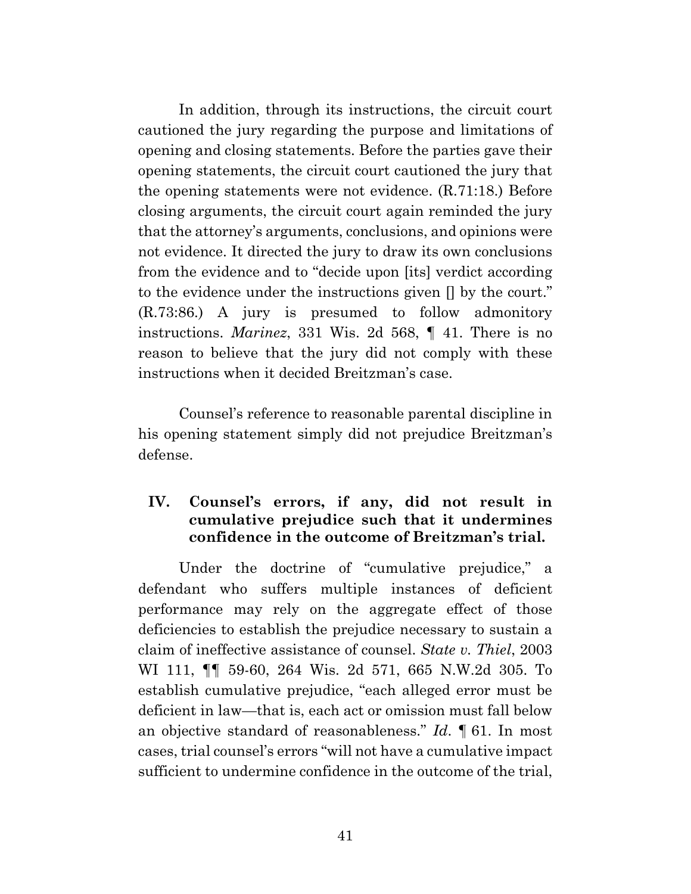In addition, through its instructions, the circuit court cautioned the jury regarding the purpose and limitations of opening and closing statements. Before the parties gave their opening statements, the circuit court cautioned the jury that the opening statements were not evidence. (R.71:18.) Before closing arguments, the circuit court again reminded the jury that the attorney's arguments, conclusions, and opinions were not evidence. It directed the jury to draw its own conclusions from the evidence and to "decide upon [its] verdict according to the evidence under the instructions given [] by the court." (R.73:86.) A jury is presumed to follow admonitory instructions. *Marinez*, 331 Wis. 2d 568, ¶ 41. There is no reason to believe that the jury did not comply with these instructions when it decided Breitzman's case.

Counsel's reference to reasonable parental discipline in his opening statement simply did not prejudice Breitzman's defense.

## IV. Counsel's errors, if any, did not result in cumulative prejudice such that it undermines confidence in the outcome of Breitzman's trial.

Under the doctrine of "cumulative prejudice," a defendant who suffers multiple instances of deficient performance may rely on the aggregate effect of those deficiencies to establish the prejudice necessary to sustain a claim of ineffective assistance of counsel. *State v. Thiel*, 2003 WI 111, ¶¶ 59-60, 264 Wis. 2d 571, 665 N.W.2d 305. To establish cumulative prejudice, "each alleged error must be deficient in law—that is, each act or omission must fall below an objective standard of reasonableness." *Id*. ¶ 61. In most cases, trial counsel's errors "will not have a cumulative impact sufficient to undermine confidence in the outcome of the trial,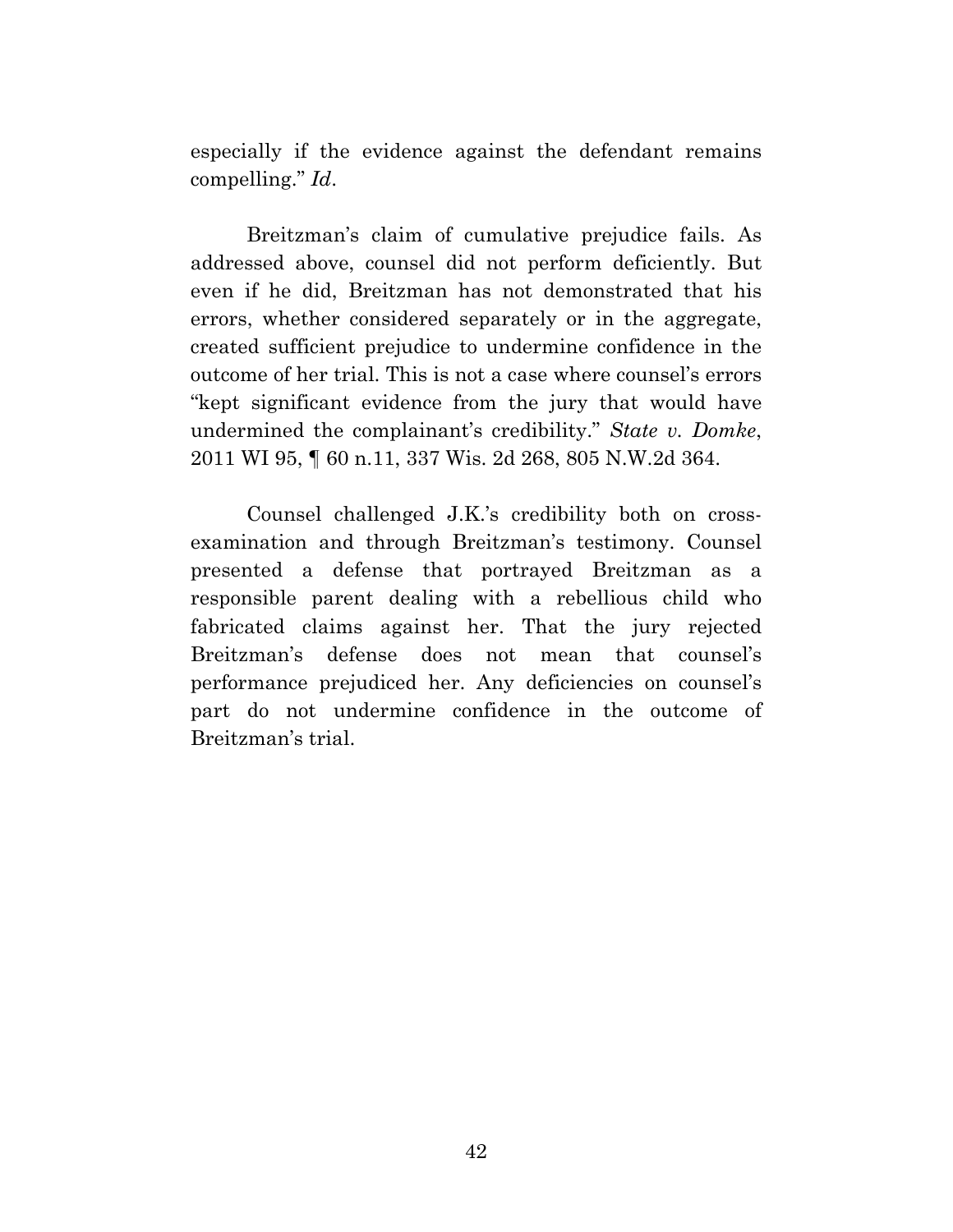especially if the evidence against the defendant remains compelling." *Id*.

Breitzman's claim of cumulative prejudice fails. As addressed above, counsel did not perform deficiently. But even if he did, Breitzman has not demonstrated that his errors, whether considered separately or in the aggregate, created sufficient prejudice to undermine confidence in the outcome of her trial. This is not a case where counsel's errors "kept significant evidence from the jury that would have undermined the complainant's credibility." *State v. Domke*, 2011 WI 95, ¶ 60 n.11, 337 Wis. 2d 268, 805 N.W.2d 364.

Counsel challenged J.K.'s credibility both on cross-examination and through Breitzman's testimony. Counsel presented a defense that portrayed Breitzman as a responsible parent dealing with a rebellious child who fabricated claims against her. That the jury rejected Breitzman's defense does not mean that counsel's performance prejudiced her. Any deficiencies on counsel's part do not undermine confidence in the outcome of Breitzman's trial.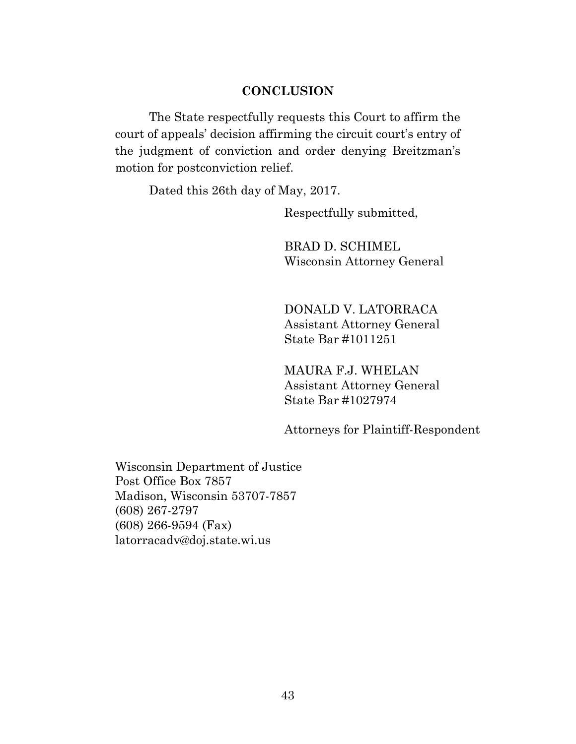## CONCLUSION

The State respectfully requests this Court to affirm the court of appeals' decision affirming the circuit court's entry of the judgment of conviction and order denying Breitzman's motion for postconviction relief.

Dated this 26th day of May, 2017.

Respectfully submitted,

BRAD D. SCHIMEL
Wisconsin Attorney General

DONALD V. LATORRACA
Assistant Attorney General
State Bar #1011251

MAURA F.J. WHELAN
Assistant Attorney General
State Bar #1027974

Attorneys for Plaintiff-Respondent

Wisconsin Department of Justice
Post Office Box 7857
Madison, Wisconsin 53707-7857
(608) 267-2797
(608) 266-9594 (Fax)
latorracadv@doj.state.wi.us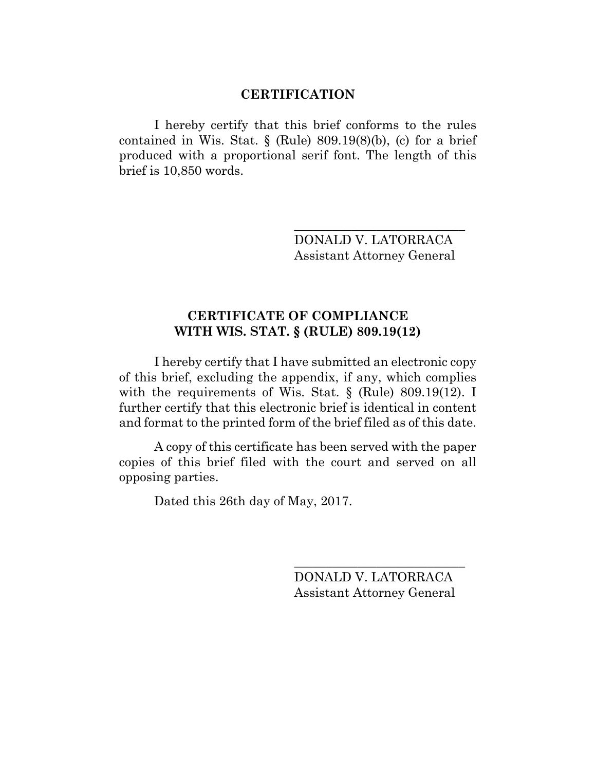## CERTIFICATION

I hereby certify that this brief conforms to the rules contained in Wis. Stat. § (Rule) 809.19(8)(b), (c) for a brief produced with a proportional serif font. The length of this brief is 10,850 words.

\_\_\_\_\_\_\_\_\_\_\_\_\_\_\_\_\_\_\_\_\_\_\_\_\_\_\_\_
DONALD V. LATORRACA
Assistant Attorney General

## CERTIFICATE OF COMPLIANCE WITH WIS. STAT. § (RULE) 809.19(12)

I hereby certify that I have submitted an electronic copy of this brief, excluding the appendix, if any, which complies with the requirements of Wis. Stat. § (Rule) 809.19(12). I further certify that this electronic brief is identical in content and format to the printed form of the brief filed as of this date.

A copy of this certificate has been served with the paper copies of this brief filed with the court and served on all opposing parties.

Dated this 26th day of May, 2017.

\_\_\_\_\_\_\_\_\_\_\_\_\_\_\_\_\_\_\_\_\_\_\_\_\_\_\_\_
DONALD V. LATORRACA
Assistant Attorney General